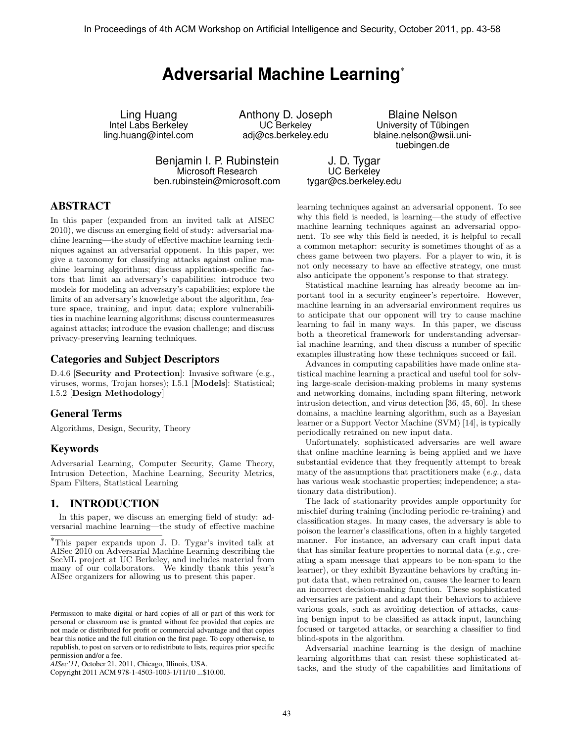In Proceedings of 4th ACM Workshop on Artificial Intelligence and Security, October 2011, pp. 43-58

# Adversarial Machine Learning*

Ling Huang
Intel Labs Berkeley
ling.huang@intel.com

Anthony D. Joseph
UC Berkeley
adj@cs.berkeley.edu

Blaine Nelson
University of Tübingen
blaine.nelson@wsii.uni-tuebingen.de

Benjamin I. P. Rubinstein
Microsoft Research
ben.rubinstein@microsoft.com

J. D. Tygar
UC Berkeley
tygar@cs.berkeley.edu

## ABSTRACT

In this paper (expanded from an invited talk at AISEC 2010), we discuss an emerging field of study: adversarial machine learning—the study of effective machine learning techniques against an adversarial opponent. In this paper, we: give a taxonomy for classifying attacks against online machine learning algorithms; discuss application-specific factors that limit an adversary's capabilities; introduce two models for modeling an adversary's capabilities; explore the limits of an adversary's knowledge about the algorithm, feature space, training, and input data; explore vulnerabilities in machine learning algorithms; discuss countermeasures against attacks; introduce the evasion challenge; and discuss privacy-preserving learning techniques.

## Categories and Subject Descriptors

D.4.6 [**Security and Protection**]: Invasive software (e.g., viruses, worms, Trojan horses); I.5.1 [**Models**]: Statistical; I.5.2 [**Design Methodology**]

## General Terms

Algorithms, Design, Security, Theory

## Keywords

Adversarial Learning, Computer Security, Game Theory, Intrusion Detection, Machine Learning, Security Metrics, Spam Filters, Statistical Learning

## 1. INTRODUCTION

In this paper, we discuss an emerging field of study: adversarial machine learning—the study of effective machine learning techniques against an adversarial opponent. To see why this field is needed, is learning—the study of effective machine learning techniques against an adversarial opponent. To see why this field is needed, it is helpful to recall a common metaphor: security is sometimes thought of as a chess game between two players. For a player to win, it is not only necessary to have an effective strategy, one must also anticipate the opponent's response to that strategy.

Statistical machine learning has already become an important tool in a security engineer's repertoire. However, machine learning in an adversarial environment requires us to anticipate that our opponent will try to cause machine learning to fail in many ways. In this paper, we discuss both a theoretical framework for understanding adversarial machine learning, and then discuss a number of specific examples illustrating how these techniques succeed or fail.

Advances in computing capabilities have made online statistical machine learning a practical and useful tool for solving large-scale decision-making problems in many systems and networking domains, including spam filtering, network intrusion detection, and virus detection [36, 45, 60]. In these domains, a machine learning algorithm, such as a Bayesian learner or a Support Vector Machine (SVM) [14], is typically periodically retrained on new input data.

Unfortunately, sophisticated adversaries are well aware that online machine learning is being applied and we have substantial evidence that they frequently attempt to break many of the assumptions that practitioners make (*e.g.*, data has various weak stochastic properties; independence; a stationary data distribution).

The lack of stationarity provides ample opportunity for mischief during training (including periodic re-training) and classification stages. In many cases, the adversary is able to poison the learner's classifications, often in a highly targeted manner. For instance, an adversary can craft input data that has similar feature properties to normal data (*e.g.*, creating a spam message that appears to be non-spam to the learner), or they exhibit Byzantine behaviors by crafting input data that, when retrained on, causes the learner to learn an incorrect decision-making function. These sophisticated adversaries are patient and adapt their behaviors to achieve various goals, such as avoiding detection of attacks, causing benign input to be classified as attack input, launching focused or targeted attacks, or searching a classifier to find blind-spots in the algorithm.

Adversarial machine learning is the design of machine learning algorithms that can resist these sophisticated attacks, and the study of the capabilities and limitations of

*This paper expands upon J. D. Tygar's invited talk at AISec 2010 on Adversarial Machine Learning describing the SecML project at UC Berkeley, and includes material from many of our collaborators. We kindly thank this year's AISec organizers for allowing us to present this paper.

Permission to make digital or hard copies of all or part of this work for personal or classroom use is granted without fee provided that copies are not made or distributed for profit or commercial advantage and that copies bear this notice and the full citation on the first page. To copy otherwise, to republish, to post on servers or to redistribute to lists, requires prior specific permission and/or a fee.
*AISec'11,* October 21, 2011, Chicago, Illinois, USA.
Copyright 2011 ACM 978-1-4503-1003-1/11/10 ...$10.00.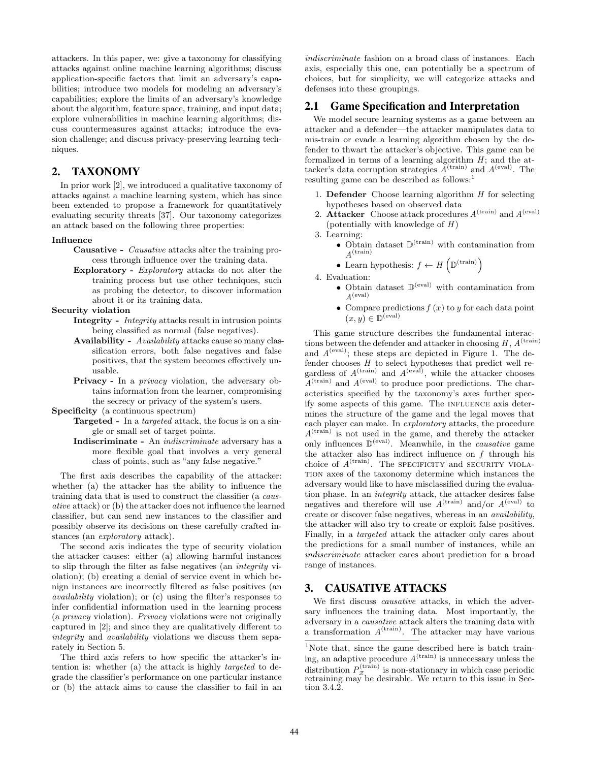attackers. In this paper, we: give a taxonomy for classifying attacks against online machine learning algorithms; discuss application-specific factors that limit an adversary's capabilities; introduce two models for modeling an adversary's capabilities; explore the limits of an adversary's knowledge about the algorithm, feature space, training, and input data; explore vulnerabilities in machine learning algorithms; discuss countermeasures against attacks; introduce the evasion challenge; and discuss privacy-preserving learning techniques.

## 2. TAXONOMY

In prior work [2], we introduced a qualitative taxonomy of attacks against a machine learning system, which has since been extended to propose a framework for quantitatively evaluating security threats [37]. Our taxonomy categorizes an attack based on the following three properties:

**Influence**

- **Causative -** *Causative* attacks alter the training process through influence over the training data.
- **Exploratory -** *Exploratory* attacks do not alter the training process but use other techniques, such as probing the detector, to discover information about it or its training data.

**Security violation**

- **Integrity -** *Integrity* attacks result in intrusion points being classified as normal (false negatives).
- **Availability -** *Availability* attacks cause so many classification errors, both false negatives and false positives, that the system becomes effectively unusable.
- **Privacy -** In a *privacy* violation, the adversary obtains information from the learner, compromising the secrecy or privacy of the system's users.

**Specificity** (a continuous spectrum)

- **Targeted -** In a *targeted* attack, the focus is on a single or small set of target points.
- **Indiscriminate -** An *indiscriminate* adversary has a more flexible goal that involves a very general class of points, such as "any false negative."

The first axis describes the capability of the attacker: whether (a) the attacker has the ability to influence the training data that is used to construct the classifier (a *causative* attack) or (b) the attacker does not influence the learned classifier, but can send new instances to the classifier and possibly observe its decisions on these carefully crafted instances (an *exploratory* attack).

The second axis indicates the type of security violation the attacker causes: either (a) allowing harmful instances to slip through the filter as false negatives (an *integrity* violation); (b) creating a denial of service event in which benign instances are incorrectly filtered as false positives (an *availability* violation); or (c) using the filter's responses to infer confidential information used in the learning process (a *privacy* violation). *Privacy* violations were not originally captured in [2]; and since they are qualitatively different to *integrity* and *availability* violations we discuss them separately in Section 5.

The third axis refers to how specific the attacker's intention is: whether (a) the attack is highly *targeted* to degrade the classifier's performance on one particular instance or (b) the attack aims to cause the classifier to fail in an *indiscriminate* fashion on a broad class of instances. Each axis, especially this one, can potentially be a spectrum of choices, but for simplicity, we will categorize attacks and defenses into these groupings.

### 2.1 Game Specification and Interpretation

We model secure learning systems as a game between an attacker and a defender—the attacker manipulates data to mis-train or evade a learning algorithm chosen by the defender to thwart the attacker's objective. This game can be formalized in terms of a learning algorithm $H$; and the attacker's data corruption strategies $A^{(\text{train})}$ and $A^{(\text{eval})}$. The resulting game can be described as follows:[1]

1. **Defender** Choose learning algorithm $H$ for selecting hypotheses based on observed data
2. **Attacker** Choose attack procedures $A^{(\text{train})}$ and $A^{(\text{eval})}$ (potentially with knowledge of $H$)
3. Learning:
   - Obtain dataset $\mathbb{D}^{(\text{train})}$ with contamination from $A^{(\text{train})}$
   - Learn hypothesis: $f \leftarrow H\left(\mathbb{D}^{(\text{train})}\right)$
4. Evaluation:
   - Obtain dataset $\mathbb{D}^{(\text{eval})}$ with contamination from $A^{(\text{eval})}$
   - Compare predictions $f(x)$ to $y$ for each data point $(x, y) \in \mathbb{D}^{(\text{eval})}$

This game structure describes the fundamental interactions between the defender and attacker in choosing $H$, $A^{(\text{train})}$ and $A^{(\text{eval})}$; these steps are depicted in Figure 1. The defender chooses $H$ to select hypotheses that predict well regardless of $A^{(\text{train})}$ and $A^{(\text{eval})}$, while the attacker chooses $A^{(\text{train})}$ and $A^{(\text{eval})}$ to produce poor predictions. The characteristics specified by the taxonomy's axes further specify some aspects of this game. The INFLUENCE axis determines the structure of the game and the legal moves that each player can make. In *exploratory* attacks, the procedure $A^{(\text{train})}$ is not used in the game, and thereby the attacker only influences $\mathbb{D}^{(\text{eval})}$. Meanwhile, in the *causative* game the attacker also has indirect influence on $f$ through his choice of $A^{(\text{train})}$. The SPECIFICITY and SECURITY VIOLATION axes of the taxonomy determine which instances the adversary would like to have misclassified during the evaluation phase. In an *integrity* attack, the attacker desires false negatives and therefore will use $A^{(\text{train})}$ and/or $A^{(\text{eval})}$ to create or discover false negatives, whereas in an *availability*, the attacker will also try to create or exploit false positives. Finally, in a *targeted* attack the attacker only cares about the predictions for a small number of instances, while an *indiscriminate* attacker cares about prediction for a broad range of instances.

## 3. CAUSATIVE ATTACKS

We first discuss *causative* attacks, in which the adversary influences the training data. Most importantly, the adversary in a *causative* attack alters the training data with a transformation $A^{(\text{train})}$. The attacker may have various

[1] Note that, since the game described here is batch training, an adaptive procedure $A^{(\text{train})}$ is unnecessary unless the distribution $P_{\mathcal{Z}}^{(\text{train})}$ is non-stationary in which case periodic retraining may be desirable. We return to this issue in Section 3.4.2.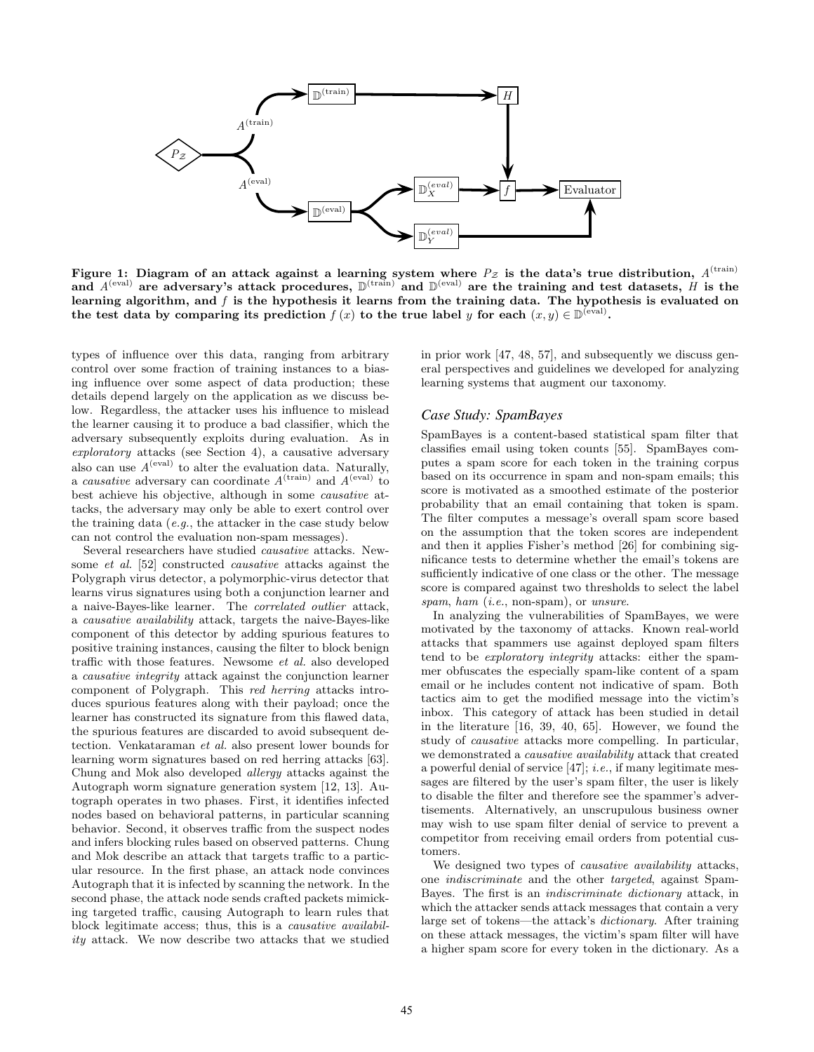$P_{\mathcal{Z}}$

$A^{(\text{train})}$

$\mathbb{D}^{(\text{train})}$

$H$

$A^{(\text{eval})}$

$\mathbb{D}^{(\text{eval})}$

$\mathbb{D}_X^{(eval)}$

$f$

Evaluator

$\mathbb{D}_Y^{(eval)}$

**Figure 1: Diagram of an attack against a learning system where $P_{\mathcal{Z}}$ is the data's true distribution, $A^{(\text{train})}$ and $A^{(\text{eval})}$ are adversary's attack procedures, $\mathbb{D}^{(\text{train})}$ and $\mathbb{D}^{(\text{eval})}$ are the training and test datasets, $H$ is the learning algorithm, and $f$ is the hypothesis it learns from the training data. The hypothesis is evaluated on the test data by comparing its prediction $f(x)$ to the true label $y$ for each $(x, y) \in \mathbb{D}^{(\text{eval})}$.**

types of influence over this data, ranging from arbitrary control over some fraction of training instances to a biasing influence over some aspect of data production; these details depend largely on the application as we discuss below. Regardless, the attacker uses his influence to mislead the learner causing it to produce a bad classifier, which the adversary subsequently exploits during evaluation. As in *exploratory* attacks (see Section 4), a causative adversary also can use $A^{(\text{eval})}$ to alter the evaluation data. Naturally, a *causative* adversary can coordinate $A^{(\text{train})}$ and $A^{(\text{eval})}$ to best achieve his objective, although in some *causative* attacks, the adversary may only be able to exert control over the training data (*e.g.*, the attacker in the case study below can not control the evaluation non-spam messages).

Several researchers have studied *causative* attacks. Newsome *et al.* [52] constructed *causative* attacks against the Polygraph virus detector, a polymorphic-virus detector that learns virus signatures using both a conjunction learner and a naive-Bayes-like learner. The *correlated outlier* attack, a *causative availability* attack, targets the naive-Bayes-like component of this detector by adding spurious features to positive training instances, causing the filter to block benign traffic with those features. Newsome *et al.* also developed a *causative integrity* attack against the conjunction learner component of Polygraph. This *red herring* attacks introduces spurious features along with their payload; once the learner has constructed its signature from this flawed data, the spurious features are discarded to avoid subsequent detection. Venkataraman *et al.* also present lower bounds for learning worm signatures based on red herring attacks [63]. Chung and Mok also developed *allergy* attacks against the Autograph worm signature generation system [12, 13]. Autograph operates in two phases. First, it identifies infected nodes based on behavioral patterns, in particular scanning behavior. Second, it observes traffic from the suspect nodes and infers blocking rules based on observed patterns. Chung and Mok describe an attack that targets traffic to a particular resource. In the first phase, an attack node convinces Autograph that it is infected by scanning the network. In the second phase, the attack node sends crafted packets mimicking targeted traffic, causing Autograph to learn rules that block legitimate access; thus, this is a *causative availability* attack. We now describe two attacks that we studied in prior work [47, 48, 57], and subsequently we discuss general perspectives and guidelines we developed for analyzing learning systems that augment our taxonomy.

### *Case Study: SpamBayes*

SpamBayes is a content-based statistical spam filter that classifies email using token counts [55]. SpamBayes computes a spam score for each token in the training corpus based on its occurrence in spam and non-spam emails; this score is motivated as a smoothed estimate of the posterior probability that an email containing that token is spam. The filter computes a message's overall spam score based on the assumption that the token scores are independent and then it applies Fisher's method [26] for combining significance tests to determine whether the email's tokens are sufficiently indicative of one class or the other. The message score is compared against two thresholds to select the label *spam*, *ham* (*i.e.*, non-spam), or *unsure*.

In analyzing the vulnerabilities of SpamBayes, we were motivated by the taxonomy of attacks. Known real-world attacks that spammers use against deployed spam filters tend to be *exploratory integrity* attacks: either the spammer obfuscates the especially spam-like content of a spam email or he includes content not indicative of spam. Both tactics aim to get the modified message into the victim's inbox. This category of attack has been studied in detail in the literature [16, 39, 40, 65]. However, we found the study of *causative* attacks more compelling. In particular, we demonstrated a *causative availability* attack that created a powerful denial of service [47]; *i.e.*, if many legitimate messages are filtered by the user's spam filter, the user is likely to disable the filter and therefore see the spammer's advertisements. Alternatively, an unscrupulous business owner may wish to use spam filter denial of service to prevent a competitor from receiving email orders from potential customers.

We designed two types of *causative availability* attacks, one *indiscriminate* and the other *targeted*, against SpamBayes. The first is an *indiscriminate dictionary* attack, in which the attacker sends attack messages that contain a very large set of tokens—the attack's *dictionary*. After training on these attack messages, the victim's spam filter will have a higher spam score for every token in the dictionary. As a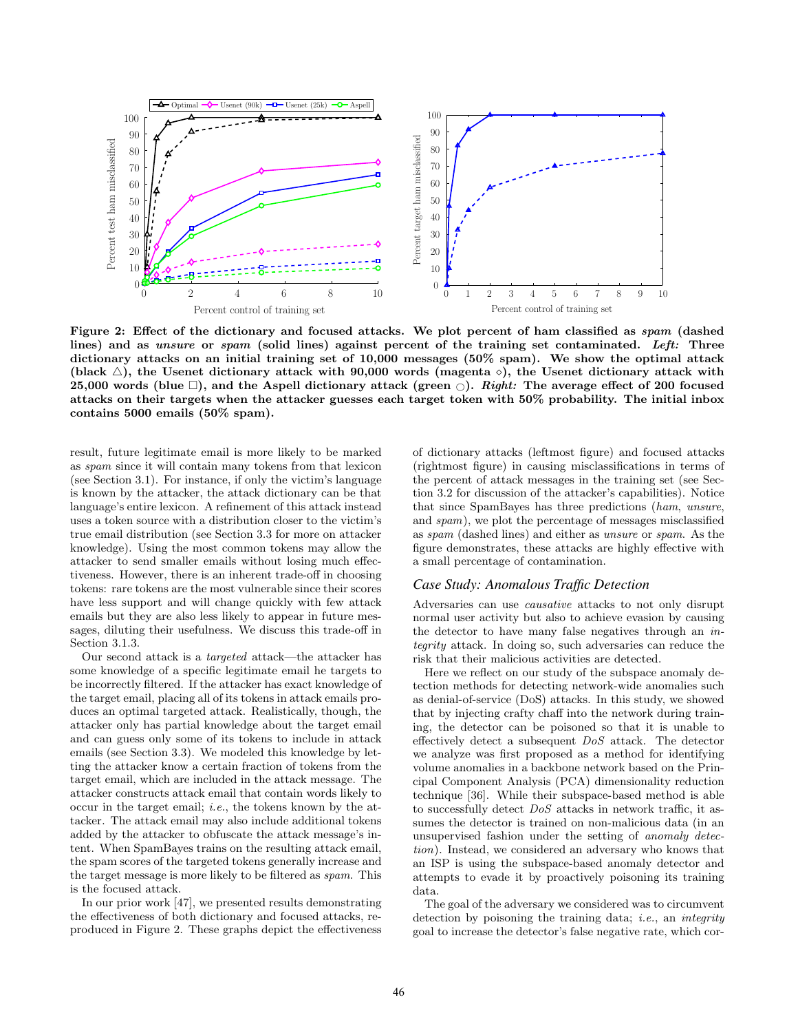Optimal
Usenet (90k)
Usenet (25k)
Aspell

Percent test ham misclassified

100
90
80
70
60
50
40
30
20
10
0

0 2 4 6 8 10

Percent control of training set

Percent target ham misclassified

100
90
80
70
60
50
40
30
20
10
0

0 1 2 3 4 5 6 7 8 9 10

Percent control of training set

**Figure 2: Effect of the dictionary and focused attacks. We plot percent of ham classified as *spam* (dashed lines) and as *unsure* or *spam* (solid lines) against percent of the training set contaminated. *Left:* Three dictionary attacks on an initial training set of 10,000 messages (50% spam). We show the optimal attack (black △), the Usenet dictionary attack with 90,000 words (magenta ⋄), the Usenet dictionary attack with 25,000 words (blue □), and the Aspell dictionary attack (green ○). *Right:* The average effect of 200 focused attacks on their targets when the attacker guesses each target token with 50% probability. The initial inbox contains 5000 emails (50% spam).**

result, future legitimate email is more likely to be marked as *spam* since it will contain many tokens from that lexicon (see Section 3.1). For instance, if only the victim's language is known by the attacker, the attack dictionary can be that language's entire lexicon. A refinement of this attack instead uses a token source with a distribution closer to the victim's true email distribution (see Section 3.3 for more on attacker knowledge). Using the most common tokens may allow the attacker to send smaller emails without losing much effectiveness. However, there is an inherent trade-off in choosing tokens: rare tokens are the most vulnerable since their scores have less support and will change quickly with few attack emails but they are also less likely to appear in future messages, diluting their usefulness. We discuss this trade-off in Section 3.1.3.

Our second attack is a *targeted* attack—the attacker has some knowledge of a specific legitimate email he targets to be incorrectly filtered. If the attacker has exact knowledge of the target email, placing all of its tokens in attack emails produces an optimal targeted attack. Realistically, though, the attacker only has partial knowledge about the target email and can guess only some of its tokens to include in attack emails (see Section 3.3). We modeled this knowledge by letting the attacker know a certain fraction of tokens from the target email, which are included in the attack message. The attacker constructs attack email that contain words likely to occur in the target email; *i.e.*, the tokens known by the attacker. The attack email may also include additional tokens added by the attacker to obfuscate the attack message's intent. When SpamBayes trains on the resulting attack email, the spam scores of the targeted tokens generally increase and the target message is more likely to be filtered as *spam*. This is the focused attack.

In our prior work [47], we presented results demonstrating the effectiveness of both dictionary and focused attacks, reproduced in Figure 2. These graphs depict the effectiveness of dictionary attacks (leftmost figure) and focused attacks (rightmost figure) in causing misclassifications in terms of the percent of attack messages in the training set (see Section 3.2 for discussion of the attacker's capabilities). Notice that since SpamBayes has three predictions (*ham*, *unsure*, and *spam*), we plot the percentage of messages misclassified as *spam* (dashed lines) and either as *unsure* or *spam*. As the figure demonstrates, these attacks are highly effective with a small percentage of contamination.

### *Case Study: Anomalous Traffic Detection*

Adversaries can use *causative* attacks to not only disrupt normal user activity but also to achieve evasion by causing the detector to have many false negatives through an *integrity* attack. In doing so, such adversaries can reduce the risk that their malicious activities are detected.

Here we reflect on our study of the subspace anomaly detection methods for detecting network-wide anomalies such as denial-of-service (DoS) attacks. In this study, we showed that by injecting crafty chaff into the network during training, the detector can be poisoned so that it is unable to effectively detect a subsequent *DoS* attack. The detector we analyze was first proposed as a method for identifying volume anomalies in a backbone network based on the Principal Component Analysis (PCA) dimensionality reduction technique [36]. While their subspace-based method is able to successfully detect *DoS* attacks in network traffic, it assumes the detector is trained on non-malicious data (in an unsupervised fashion under the setting of *anomaly detection*). Instead, we considered an adversary who knows that an ISP is using the subspace-based anomaly detector and attempts to evade it by proactively poisoning its training data.

The goal of the adversary we considered was to circumvent detection by poisoning the training data; *i.e.*, an *integrity* goal to increase the detector's false negative rate, which cor-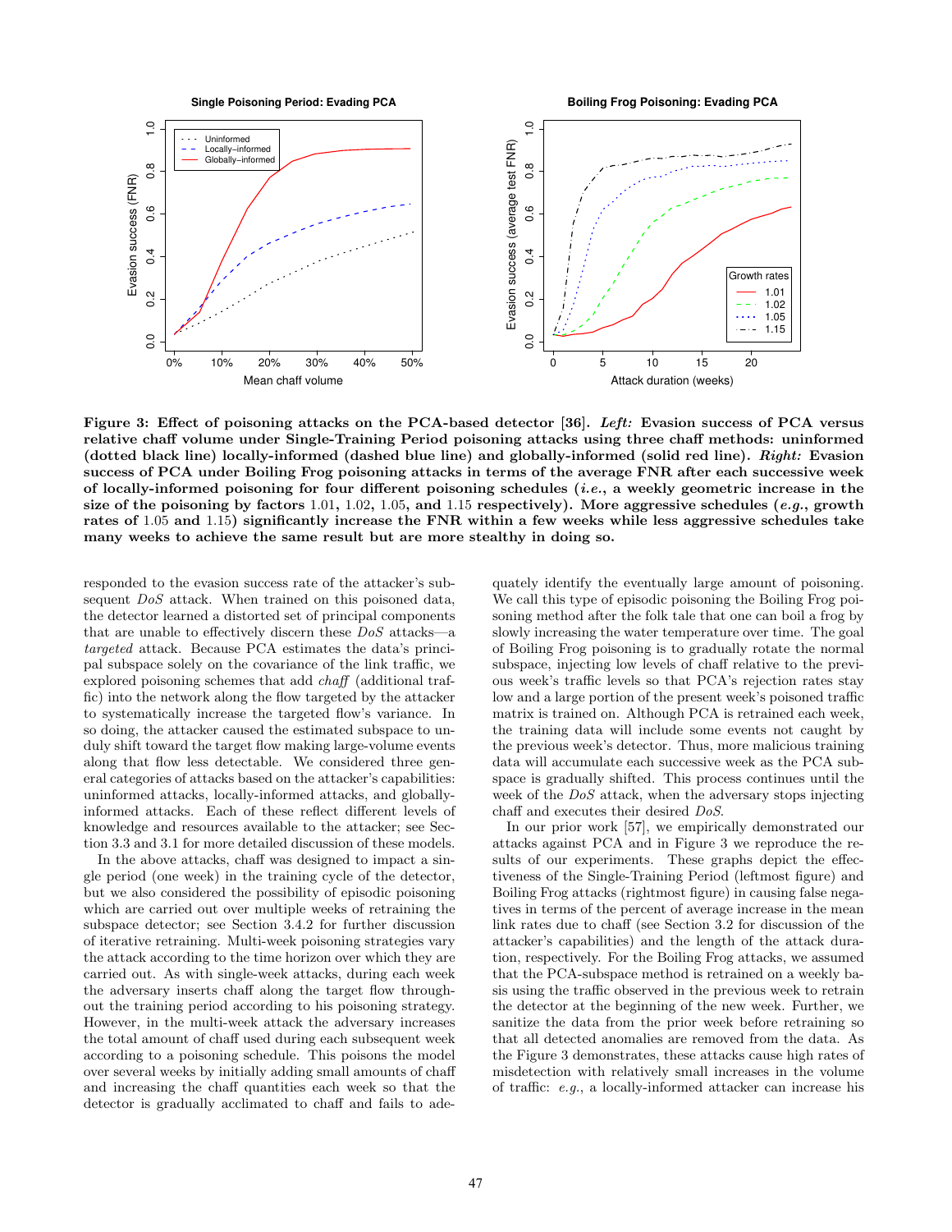Single Poisoning Period: Evading PCA

Evasion success (FNR)

0.0 0.2 0.4 0.6 0.8 1.0

0% 10% 20% 30% 40% 50%

Mean chaff volume

Uninformed
Locally-informed
Globally-informed

Boiling Frog Poisoning: Evading PCA

Evasion success (average test FNR)

0.0 0.2 0.4 0.6 0.8 1.0

0 5 10 15 20

Attack duration (weeks)

Growth rates
1.01
1.02
1.05
1.15

**Figure 3: Effect of poisoning attacks on the PCA-based detector [36].** ***Left:*** **Evasion success of PCA versus relative chaff volume under Single-Training Period poisoning attacks using three chaff methods: uninformed (dotted black line) locally-informed (dashed blue line) and globally-informed (solid red line).** ***Right:*** **Evasion success of PCA under Boiling Frog poisoning attacks in terms of the average FNR after each successive week of locally-informed poisoning for four different poisoning schedules (*i.e.*, a weekly geometric increase in the size of the poisoning by factors 1.01, 1.02, 1.05, and 1.15 respectively). More aggressive schedules (*e.g.*, growth rates of 1.05 and 1.15) significantly increase the FNR within a few weeks while less aggressive schedules take many weeks to achieve the same result but are more stealthy in doing so.**

responded to the evasion success rate of the attacker's subsequent *DoS* attack. When trained on this poisoned data, the detector learned a distorted set of principal components that are unable to effectively discern these *DoS* attacks—a *targeted* attack. Because PCA estimates the data's principal subspace solely on the covariance of the link traffic, we explored poisoning schemes that add *chaff* (additional traffic) into the network along the flow targeted by the attacker to systematically increase the targeted flow's variance. In so doing, the attacker caused the estimated subspace to unduly shift toward the target flow making large-volume events along that flow less detectable. We considered three general categories of attacks based on the attacker's capabilities: uninformed attacks, locally-informed attacks, and globally-informed attacks. Each of these reflect different levels of knowledge and resources available to the attacker; see Section 3.3 and 3.1 for more detailed discussion of these models.

In the above attacks, chaff was designed to impact a single period (one week) in the training cycle of the detector, but we also considered the possibility of episodic poisoning which are carried out over multiple weeks of retraining the subspace detector; see Section 3.4.2 for further discussion of iterative retraining. Multi-week poisoning strategies vary the attack according to the time horizon over which they are carried out. As with single-week attacks, during each week the adversary inserts chaff along the target flow throughout the training period according to his poisoning strategy. However, in the multi-week attack the adversary increases the total amount of chaff used during each subsequent week according to a poisoning schedule. This poisons the model over several weeks by initially adding small amounts of chaff and increasing the chaff quantities each week so that the detector is gradually acclimated to chaff and fails to adequately identify the eventually large amount of poisoning. We call this type of episodic poisoning the Boiling Frog poisoning method after the folk tale that one can boil a frog by slowly increasing the water temperature over time. The goal of Boiling Frog poisoning is to gradually rotate the normal subspace, injecting low levels of chaff relative to the previous week's traffic levels so that PCA's rejection rates stay low and a large portion of the present week's poisoned traffic matrix is trained on. Although PCA is retrained each week, the training data will include some events not caught by the previous week's detector. Thus, more malicious training data will accumulate each successive week as the PCA subspace is gradually shifted. This process continues until the week of the *DoS* attack, when the adversary stops injecting chaff and executes their desired *DoS*.

In our prior work [57], we empirically demonstrated our attacks against PCA and in Figure 3 we reproduce the results of our experiments. These graphs depict the effectiveness of the Single-Training Period (leftmost figure) and Boiling Frog attacks (rightmost figure) in causing false negatives in terms of the percent of average increase in the mean link rates due to chaff (see Section 3.2 for discussion of the attacker's capabilities) and the length of the attack duration, respectively. For the Boiling Frog attacks, we assumed that the PCA-subspace method is retrained on a weekly basis using the traffic observed in the previous week to retrain the detector at the beginning of the new week. Further, we sanitize the data from the prior week before retraining so that all detected anomalies are removed from the data. As the Figure 3 demonstrates, these attacks cause high rates of misdetection with relatively small increases in the volume of traffic: *e.g.*, a locally-informed attacker can increase his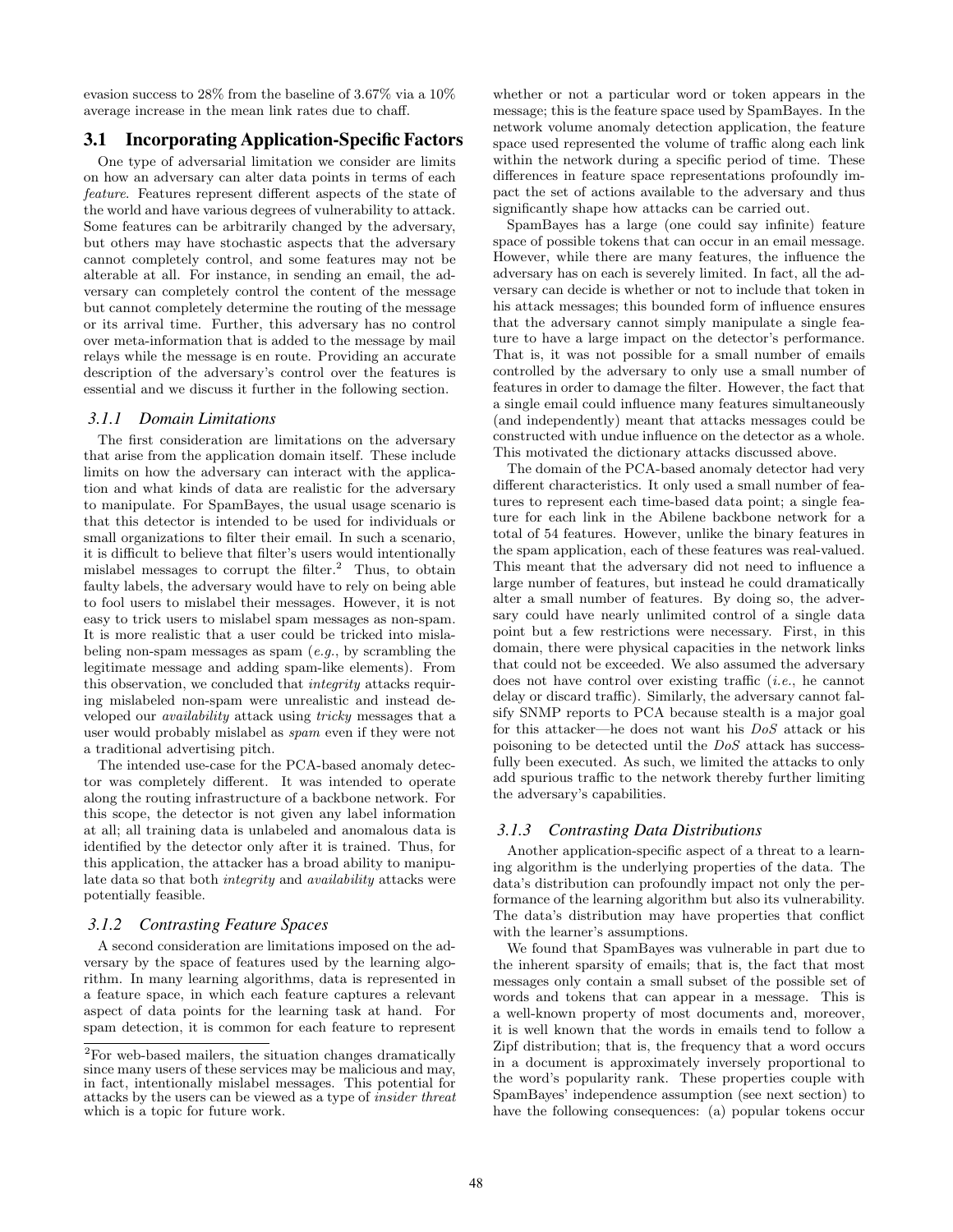evasion success to 28% from the baseline of 3.67% via a 10% average increase in the mean link rates due to chaff.

## 3.1 Incorporating Application-Specific Factors

One type of adversarial limitation we consider are limits on how an adversary can alter data points in terms of each *feature*. Features represent different aspects of the state of the world and have various degrees of vulnerability to attack. Some features can be arbitrarily changed by the adversary, but others may have stochastic aspects that the adversary cannot completely control, and some features may not be alterable at all. For instance, in sending an email, the adversary can completely control the content of the message but cannot completely determine the routing of the message or its arrival time. Further, this adversary has no control over meta-information that is added to the message by mail relays while the message is en route. Providing an accurate description of the adversary's control over the features is essential and we discuss it further in the following section.

### 3.1.1 Domain Limitations

The first consideration are limitations on the adversary that arise from the application domain itself. These include limits on how the adversary can interact with the application and what kinds of data are realistic for the adversary to manipulate. For SpamBayes, the usual usage scenario is that this detector is intended to be used for individuals or small organizations to filter their email. In such a scenario, it is difficult to believe that filter's users would intentionally mislabel messages to corrupt the filter.[2] Thus, to obtain faulty labels, the adversary would have to rely on being able to fool users to mislabel their messages. However, it is not easy to trick users to mislabel spam messages as non-spam. It is more realistic that a user could be tricked into mislabeling non-spam messages as spam (*e.g.*, by scrambling the legitimate message and adding spam-like elements). From this observation, we concluded that *integrity* attacks requiring mislabeled non-spam were unrealistic and instead developed our *availability* attack using *tricky* messages that a user would probably mislabel as *spam* even if they were not a traditional advertising pitch.

The intended use-case for the PCA-based anomaly detector was completely different. It was intended to operate along the routing infrastructure of a backbone network. For this scope, the detector is not given any label information at all; all training data is unlabeled and anomalous data is identified by the detector only after it is trained. Thus, for this application, the attacker has a broad ability to manipulate data so that both *integrity* and *availability* attacks were potentially feasible.

### 3.1.2 Contrasting Feature Spaces

A second consideration are limitations imposed on the adversary by the space of features used by the learning algorithm. In many learning algorithms, data is represented in a feature space, in which each feature captures a relevant aspect of data points for the learning task at hand. For spam detection, it is common for each feature to represent whether or not a particular word or token appears in the message; this is the feature space used by SpamBayes. In the network volume anomaly detection application, the feature space used represented the volume of traffic along each link within the network during a specific period of time. These differences in feature space representations profoundly impact the set of actions available to the adversary and thus significantly shape how attacks can be carried out.

SpamBayes has a large (one could say infinite) feature space of possible tokens that can occur in an email message. However, while there are many features, the influence the adversary has on each is severely limited. In fact, all the adversary can decide is whether or not to include that token in his attack messages; this bounded form of influence ensures that the adversary cannot simply manipulate a single feature to have a large impact on the detector's performance. That is, it was not possible for a small number of emails controlled by the adversary to only use a small number of features in order to damage the filter. However, the fact that a single email could influence many features simultaneously (and independently) meant that attacks messages could be constructed with undue influence on the detector as a whole. This motivated the dictionary attacks discussed above.

The domain of the PCA-based anomaly detector had very different characteristics. It only used a small number of features to represent each time-based data point; a single feature for each link in the Abilene backbone network for a total of 54 features. However, unlike the binary features in the spam application, each of these features was real-valued. This meant that the adversary did not need to influence a large number of features, but instead he could dramatically alter a small number of features. By doing so, the adversary could have nearly unlimited control of a single data point but a few restrictions were necessary. First, in this domain, there were physical capacities in the network links that could not be exceeded. We also assumed the adversary does not have control over existing traffic (*i.e.*, he cannot delay or discard traffic). Similarly, the adversary cannot falsify SNMP reports to PCA because stealth is a major goal for this attacker—he does not want his *DoS* attack or his poisoning to be detected until the *DoS* attack has successfully been executed. As such, we limited the attacks to only add spurious traffic to the network thereby further limiting the adversary's capabilities.

### 3.1.3 Contrasting Data Distributions

Another application-specific aspect of a threat to a learning algorithm is the underlying properties of the data. The data's distribution can profoundly impact not only the performance of the learning algorithm but also its vulnerability. The data's distribution may have properties that conflict with the learner's assumptions.

We found that SpamBayes was vulnerable in part due to the inherent sparsity of emails; that is, the fact that most messages only contain a small subset of the possible set of words and tokens that can appear in a message. This is a well-known property of most documents and, moreover, it is well known that the words in emails tend to follow a Zipf distribution; that is, the frequency that a word occurs in a document is approximately inversely proportional to the word's popularity rank. These properties couple with SpamBayes' independence assumption (see next section) to have the following consequences: (a) popular tokens occur

---

[2] For web-based mailers, the situation changes dramatically since many users of these services may be malicious and may, in fact, intentionally mislabel messages. This potential for attacks by the users can be viewed as a type of *insider threat* which is a topic for future work.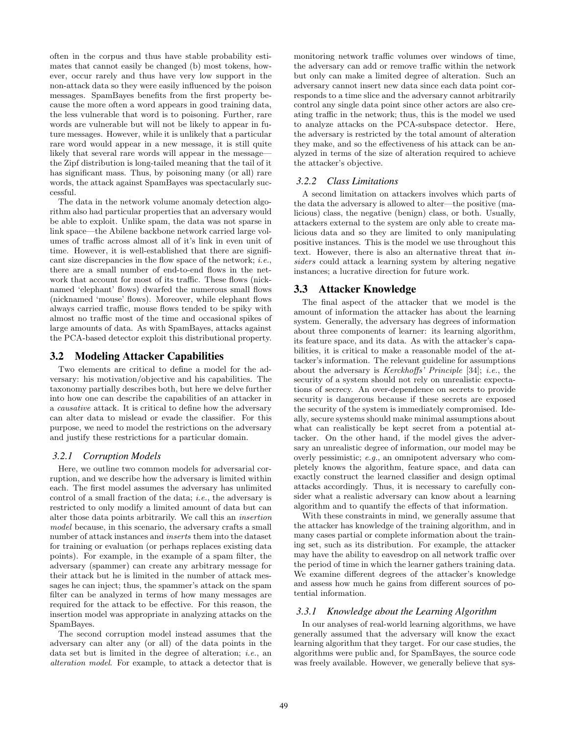often in the corpus and thus have stable probability estimates that cannot easily be changed (b) most tokens, however, occur rarely and thus have very low support in the non-attack data so they were easily influenced by the poison messages. SpamBayes benefits from the first property because the more often a word appears in good training data, the less vulnerable that word is to poisoning. Further, rare words are vulnerable but will not be likely to appear in future messages. However, while it is unlikely that a particular rare word would appear in a new message, it is still quite likely that several rare words will appear in the message—the Zipf distribution is long-tailed meaning that the tail of it has significant mass. Thus, by poisoning many (or all) rare words, the attack against SpamBayes was spectacularly successful.

The data in the network volume anomaly detection algorithm also had particular properties that an adversary would be able to exploit. Unlike spam, the data was not sparse in link space—the Abilene backbone network carried large volumes of traffic across almost all of it's link in even unit of time. However, it is well-established that there are significant size discrepancies in the flow space of the network; *i.e.*, there are a small number of end-to-end flows in the network that account for most of its traffic. These flows (nicknamed 'elephant' flows) dwarfed the numerous small flows (nicknamed 'mouse' flows). Moreover, while elephant flows always carried traffic, mouse flows tended to be spiky with almost no traffic most of the time and occasional spikes of large amounts of data. As with SpamBayes, attacks against the PCA-based detector exploit this distributional property.

## 3.2 Modeling Attacker Capabilities

Two elements are critical to define a model for the adversary: his motivation/objective and his capabilities. The taxonomy partially describes both, but here we delve further into how one can describe the capabilities of an attacker in a *causative* attack. It is critical to define how the adversary can alter data to mislead or evade the classifier. For this purpose, we need to model the restrictions on the adversary and justify these restrictions for a particular domain.

### 3.2.1 Corruption Models

Here, we outline two common models for adversarial corruption, and we describe how the adversary is limited within each. The first model assumes the adversary has unlimited control of a small fraction of the data; *i.e.*, the adversary is restricted to only modify a limited amount of data but can alter those data points arbitrarily. We call this an *insertion model* because, in this scenario, the adversary crafts a small number of attack instances and *inserts* them into the dataset for training or evaluation (or perhaps replaces existing data points). For example, in the example of a spam filter, the adversary (spammer) can create any arbitrary message for their attack but he is limited in the number of attack messages he can inject; thus, the spammer's attack on the spam filter can be analyzed in terms of how many messages are required for the attack to be effective. For this reason, the insertion model was appropriate in analyzing attacks on the SpamBayes.

The second corruption model instead assumes that the adversary can alter any (or all) of the data points in the data set but is limited in the degree of alteration; *i.e.*, an *alteration model*. For example, to attack a detector that is monitoring network traffic volumes over windows of time, the adversary can add or remove traffic within the network but only can make a limited degree of alteration. Such an adversary cannot insert new data since each data point corresponds to a time slice and the adversary cannot arbitrarily control any single data point since other actors are also creating traffic in the network; thus, this is the model we used to analyze attacks on the PCA-subspace detector. Here, the adversary is restricted by the total amount of alteration they make, and so the effectiveness of his attack can be analyzed in terms of the size of alteration required to achieve the attacker's objective.

### 3.2.2 Class Limitations

A second limitation on attackers involves which parts of the data the adversary is allowed to alter—the positive (malicious) class, the negative (benign) class, or both. Usually, attackers external to the system are only able to create malicious data and so they are limited to only manipulating positive instances. This is the model we use throughout this text. However, there is also an alternative threat that *insiders* could attack a learning system by altering negative instances; a lucrative direction for future work.

## 3.3 Attacker Knowledge

The final aspect of the attacker that we model is the amount of information the attacker has about the learning system. Generally, the adversary has degrees of information about three components of learner: its learning algorithm, its feature space, and its data. As with the attacker's capabilities, it is critical to make a reasonable model of the attacker's information. The relevant guideline for assumptions about the adversary is *Kerckhoffs' Principle* [34]; *i.e.*, the security of a system should not rely on unrealistic expectations of secrecy. An over-dependence on secrets to provide security is dangerous because if these secrets are exposed the security of the system is immediately compromised. Ideally, secure systems should make minimal assumptions about what can realistically be kept secret from a potential attacker. On the other hand, if the model gives the adversary an unrealistic degree of information, our model may be overly pessimistic; *e.g.*, an omnipotent adversary who completely knows the algorithm, feature space, and data can exactly construct the learned classifier and design optimal attacks accordingly. Thus, it is necessary to carefully consider what a realistic adversary can know about a learning algorithm and to quantify the effects of that information.

With these constraints in mind, we generally assume that the attacker has knowledge of the training algorithm, and in many cases partial or complete information about the training set, such as its distribution. For example, the attacker may have the ability to eavesdrop on all network traffic over the period of time in which the learner gathers training data. We examine different degrees of the attacker's knowledge and assess how much he gains from different sources of potential information.

### 3.3.1 Knowledge about the Learning Algorithm

In our analyses of real-world learning algorithms, we have generally assumed that the adversary will know the exact learning algorithm that they target. For our case studies, the algorithms were public and, for SpamBayes, the source code was freely available. However, we generally believe that sys-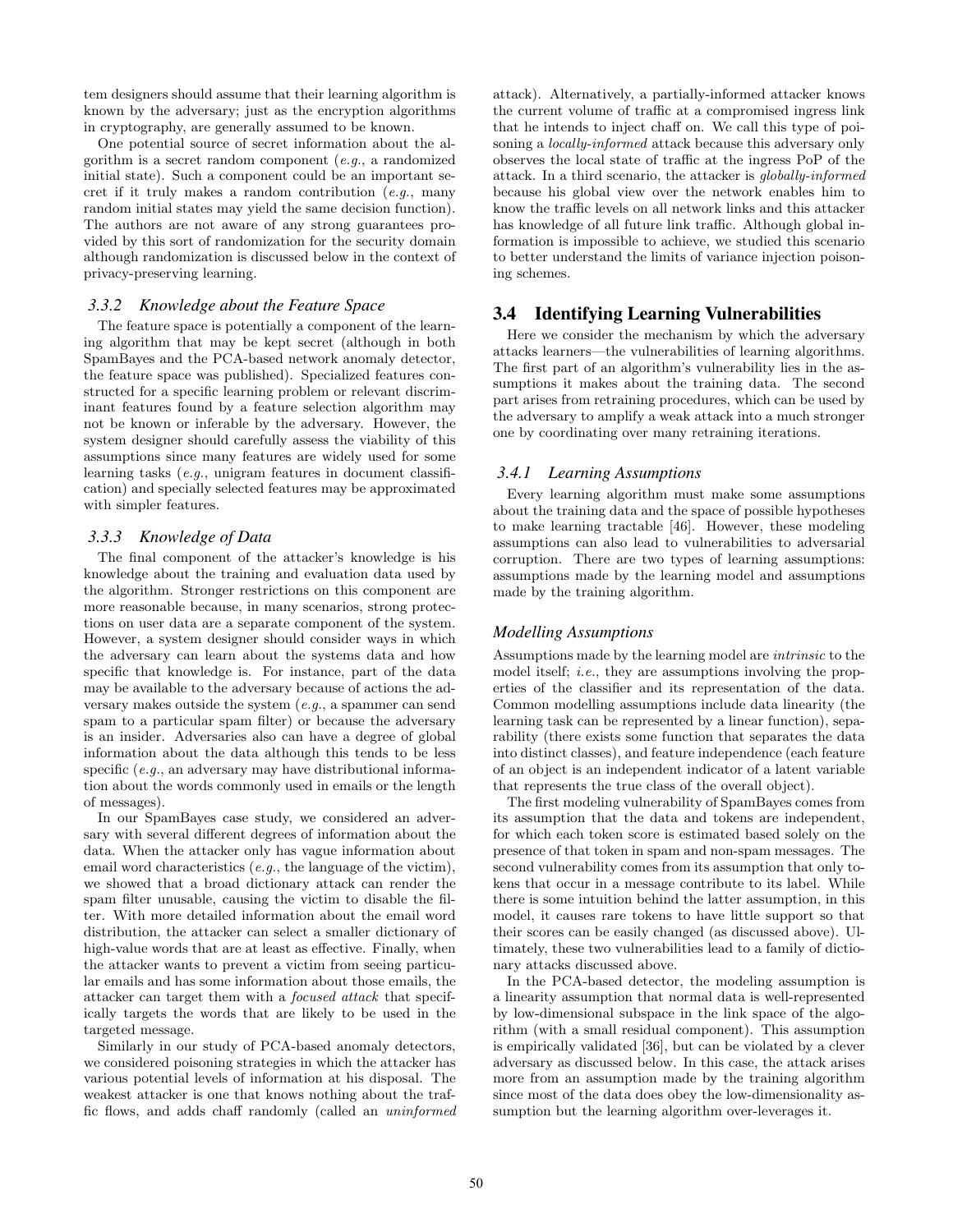tem designers should assume that their learning algorithm is known by the adversary; just as the encryption algorithms in cryptography, are generally assumed to be known.

One potential source of secret information about the algorithm is a secret random component (*e.g.*, a randomized initial state). Such a component could be an important secret if it truly makes a random contribution (*e.g.*, many random initial states may yield the same decision function). The authors are not aware of any strong guarantees provided by this sort of randomization for the security domain although randomization is discussed below in the context of privacy-preserving learning.

#### *3.3.2 Knowledge about the Feature Space*

The feature space is potentially a component of the learning algorithm that may be kept secret (although in both SpamBayes and the PCA-based network anomaly detector, the feature space was published). Specialized features constructed for a specific learning problem or relevant discriminant features found by a feature selection algorithm may not be known or inferable by the adversary. However, the system designer should carefully assess the viability of this assumptions since many features are widely used for some learning tasks (*e.g.*, unigram features in document classification) and specially selected features may be approximated with simpler features.

#### *3.3.3 Knowledge of Data*

The final component of the attacker's knowledge is his knowledge about the training and evaluation data used by the algorithm. Stronger restrictions on this component are more reasonable because, in many scenarios, strong protections on user data are a separate component of the system. However, a system designer should consider ways in which the adversary can learn about the systems data and how specific that knowledge is. For instance, part of the data may be available to the adversary because of actions the adversary makes outside the system (*e.g.*, a spammer can send spam to a particular spam filter) or because the adversary is an insider. Adversaries also can have a degree of global information about the data although this tends to be less specific (*e.g.*, an adversary may have distributional information about the words commonly used in emails or the length of messages).

In our SpamBayes case study, we considered an adversary with several different degrees of information about the data. When the attacker only has vague information about email word characteristics (*e.g.*, the language of the victim), we showed that a broad dictionary attack can render the spam filter unusable, causing the victim to disable the filter. With more detailed information about the email word distribution, the attacker can select a smaller dictionary of high-value words that are at least as effective. Finally, when the attacker wants to prevent a victim from seeing particular emails and has some information about those emails, the attacker can target them with a *focused attack* that specifically targets the words that are likely to be used in the targeted message.

Similarly in our study of PCA-based anomaly detectors, we considered poisoning strategies in which the attacker has various potential levels of information at his disposal. The weakest attacker is one that knows nothing about the traffic flows, and adds chaff randomly (called an *uninformed* attack). Alternatively, a partially-informed attacker knows the current volume of traffic at a compromised ingress link that he intends to inject chaff on. We call this type of poisoning a *locally-informed* attack because this adversary only observes the local state of traffic at the ingress PoP of the attack. In a third scenario, the attacker is *globally-informed* because his global view over the network enables him to know the traffic levels on all network links and this attacker has knowledge of all future link traffic. Although global information is impossible to achieve, we studied this scenario to better understand the limits of variance injection poisoning schemes.

## 3.4 Identifying Learning Vulnerabilities

Here we consider the mechanism by which the adversary attacks learners—the vulnerabilities of learning algorithms. The first part of an algorithm's vulnerability lies in the assumptions it makes about the training data. The second part arises from retraining procedures, which can be used by the adversary to amplify a weak attack into a much stronger one by coordinating over many retraining iterations.

#### *3.4.1 Learning Assumptions*

Every learning algorithm must make some assumptions about the training data and the space of possible hypotheses to make learning tractable [46]. However, these modeling assumptions can also lead to vulnerabilities to adversarial corruption. There are two types of learning assumptions: assumptions made by the learning model and assumptions made by the training algorithm.

#### *Modelling Assumptions*

Assumptions made by the learning model are *intrinsic* to the model itself; *i.e.*, they are assumptions involving the properties of the classifier and its representation of the data. Common modelling assumptions include data linearity (the learning task can be represented by a linear function), separability (there exists some function that separates the data into distinct classes), and feature independence (each feature of an object is an independent indicator of a latent variable that represents the true class of the overall object).

The first modeling vulnerability of SpamBayes comes from its assumption that the data and tokens are independent, for which each token score is estimated based solely on the presence of that token in spam and non-spam messages. The second vulnerability comes from its assumption that only tokens that occur in a message contribute to its label. While there is some intuition behind the latter assumption, in this model, it causes rare tokens to have little support so that their scores can be easily changed (as discussed above). Ultimately, these two vulnerabilities lead to a family of dictionary attacks discussed above.

In the PCA-based detector, the modeling assumption is a linearity assumption that normal data is well-represented by low-dimensional subspace in the link space of the algorithm (with a small residual component). This assumption is empirically validated [36], but can be violated by a clever adversary as discussed below. In this case, the attack arises more from an assumption made by the training algorithm since most of the data does obey the low-dimensionality assumption but the learning algorithm over-leverages it.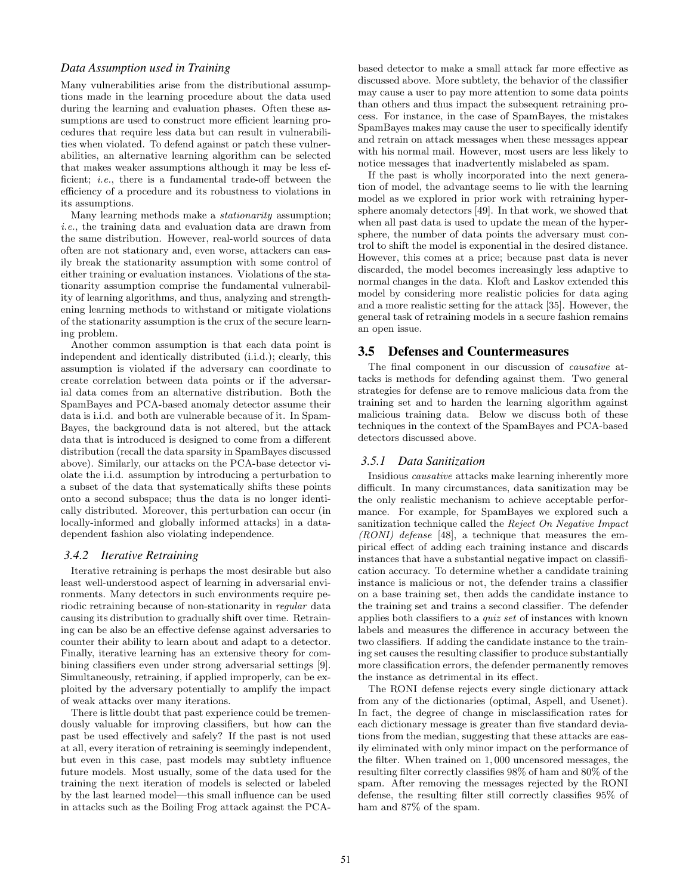### *Data Assumption used in Training*

Many vulnerabilities arise from the distributional assumptions made in the learning procedure about the data used during the learning and evaluation phases. Often these assumptions are used to construct more efficient learning procedures that require less data but can result in vulnerabilities when violated. To defend against or patch these vulnerabilities, an alternative learning algorithm can be selected that makes weaker assumptions although it may be less efficient; *i.e.*, there is a fundamental trade-off between the efficiency of a procedure and its robustness to violations in its assumptions.

Many learning methods make a *stationarity* assumption; *i.e.*, the training data and evaluation data are drawn from the same distribution. However, real-world sources of data often are not stationary and, even worse, attackers can easily break the stationarity assumption with some control of either training or evaluation instances. Violations of the stationarity assumption comprise the fundamental vulnerability of learning algorithms, and thus, analyzing and strengthening learning methods to withstand or mitigate violations of the stationarity assumption is the crux of the secure learning problem.

Another common assumption is that each data point is independent and identically distributed (i.i.d.); clearly, this assumption is violated if the adversary can coordinate to create correlation between data points or if the adversarial data comes from an alternative distribution. Both the SpamBayes and PCA-based anomaly detector assume their data is i.i.d. and both are vulnerable because of it. In SpamBayes, the background data is not altered, but the attack data that is introduced is designed to come from a different distribution (recall the data sparsity in SpamBayes discussed above). Similarly, our attacks on the PCA-base detector violate the i.i.d. assumption by introducing a perturbation to a subset of the data that systematically shifts these points onto a second subspace; thus the data is no longer identically distributed. Moreover, this perturbation can occur (in locally-informed and globally informed attacks) in a data-dependent fashion also violating independence.

### *3.4.2 Iterative Retraining*

Iterative retraining is perhaps the most desirable but also least well-understood aspect of learning in adversarial environments. Many detectors in such environments require periodic retraining because of non-stationarity in *regular* data causing its distribution to gradually shift over time. Retraining can be also be an effective defense against adversaries to counter their ability to learn about and adapt to a detector. Finally, iterative learning has an extensive theory for combining classifiers even under strong adversarial settings [9]. Simultaneously, retraining, if applied improperly, can be exploited by the adversary potentially to amplify the impact of weak attacks over many iterations.

There is little doubt that past experience could be tremendously valuable for improving classifiers, but how can the past be used effectively and safely? If the past is not used at all, every iteration of retraining is seemingly independent, but even in this case, past models may subtlety influence future models. Most usually, some of the data used for the training the next iteration of models is selected or labeled by the last learned model—this small influence can be used in attacks such as the Boiling Frog attack against the PCA-based detector to make a small attack far more effective as discussed above. More subtlety, the behavior of the classifier may cause a user to pay more attention to some data points than others and thus impact the subsequent retraining process. For instance, in the case of SpamBayes, the mistakes SpamBayes makes may cause the user to specifically identify and retrain on attack messages when these messages appear with his normal mail. However, most users are less likely to notice messages that inadvertently mislabeled as spam.

If the past is wholly incorporated into the next generation of model, the advantage seems to lie with the learning model as we explored in prior work with retraining hypersphere anomaly detectors [49]. In that work, we showed that when all past data is used to update the mean of the hypersphere, the number of data points the adversary must control to shift the model is exponential in the desired distance. However, this comes at a price; because past data is never discarded, the model becomes increasingly less adaptive to normal changes in the data. Kloft and Laskov extended this model by considering more realistic policies for data aging and a more realistic setting for the attack [35]. However, the general task of retraining models in a secure fashion remains an open issue.

## 3.5 Defenses and Countermeasures

The final component in our discussion of *causative* attacks is methods for defending against them. Two general strategies for defense are to remove malicious data from the training set and to harden the learning algorithm against malicious training data. Below we discuss both of these techniques in the context of the SpamBayes and PCA-based detectors discussed above.

### *3.5.1 Data Sanitization*

Insidious *causative* attacks make learning inherently more difficult. In many circumstances, data sanitization may be the only realistic mechanism to achieve acceptable performance. For example, for SpamBayes we explored such a sanitization technique called the *Reject On Negative Impact (RONI) defense* [48], a technique that measures the empirical effect of adding each training instance and discards instances that have a substantial negative impact on classification accuracy. To determine whether a candidate training instance is malicious or not, the defender trains a classifier on a base training set, then adds the candidate instance to the training set and trains a second classifier. The defender applies both classifiers to a *quiz set* of instances with known labels and measures the difference in accuracy between the two classifiers. If adding the candidate instance to the training set causes the resulting classifier to produce substantially more classification errors, the defender permanently removes the instance as detrimental in its effect.

The RONI defense rejects every single dictionary attack from any of the dictionaries (optimal, Aspell, and Usenet). In fact, the degree of change in misclassification rates for each dictionary message is greater than five standard deviations from the median, suggesting that these attacks are easily eliminated with only minor impact on the performance of the filter. When trained on 1,000 uncensored messages, the resulting filter correctly classifies 98% of ham and 80% of the spam. After removing the messages rejected by the RONI defense, the resulting filter still correctly classifies 95% of ham and 87% of the spam.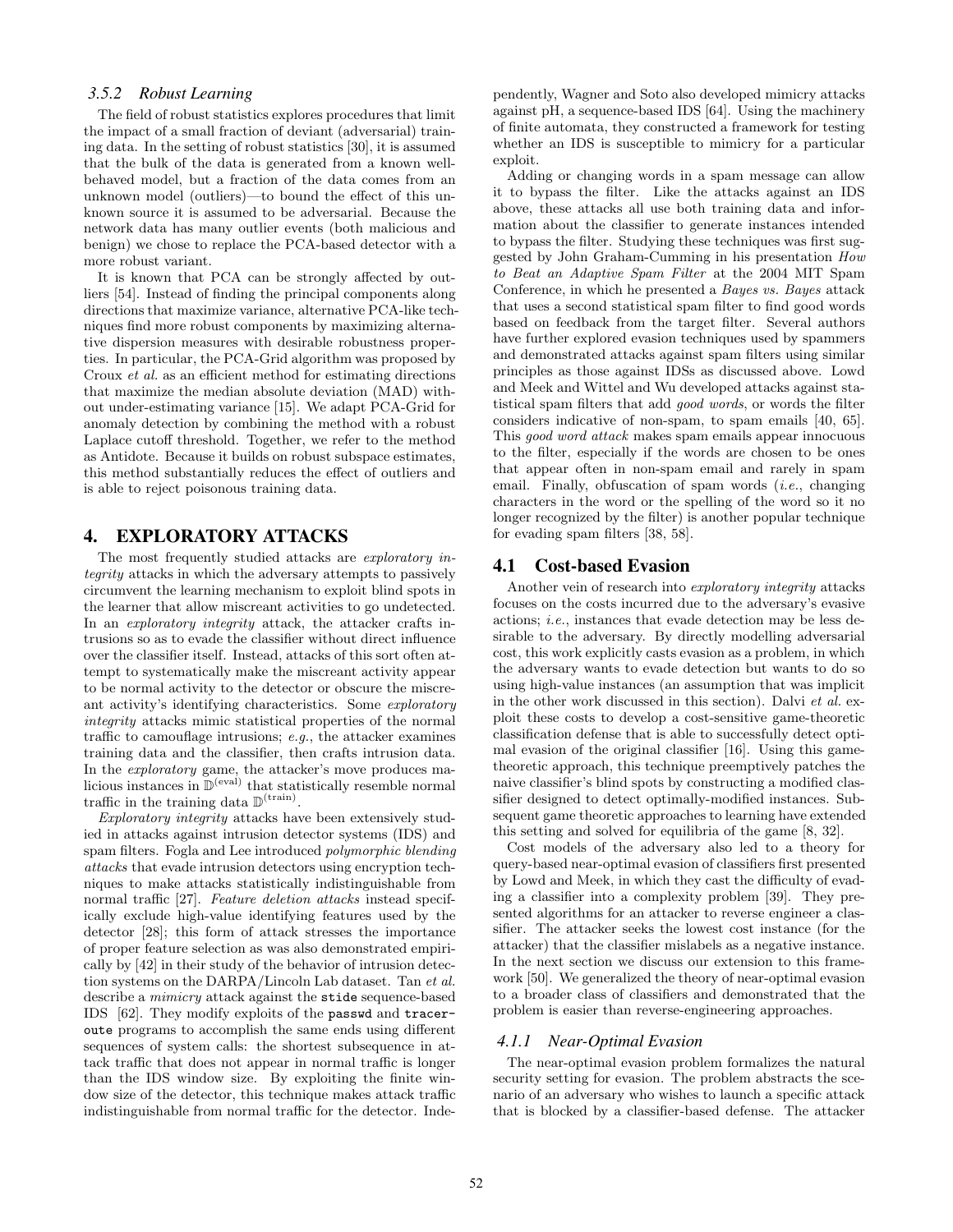### 3.5.2 Robust Learning

The field of robust statistics explores procedures that limit the impact of a small fraction of deviant (adversarial) training data. In the setting of robust statistics [30], it is assumed that the bulk of the data is generated from a known well-behaved model, but a fraction of the data comes from an unknown model (outliers)—to bound the effect of this unknown source it is assumed to be adversarial. Because the network data has many outlier events (both malicious and benign) we chose to replace the PCA-based detector with a more robust variant.

It is known that PCA can be strongly affected by outliers [54]. Instead of finding the principal components along directions that maximize variance, alternative PCA-like techniques find more robust components by maximizing alternative dispersion measures with desirable robustness properties. In particular, the PCA-Grid algorithm was proposed by Croux *et al.* as an efficient method for estimating directions that maximize the median absolute deviation (MAD) without under-estimating variance [15]. We adapt PCA-Grid for anomaly detection by combining the method with a robust Laplace cutoff threshold. Together, we refer to the method as Antidote. Because it builds on robust subspace estimates, this method substantially reduces the effect of outliers and is able to reject poisonous training data.

## 4. EXPLORATORY ATTACKS

The most frequently studied attacks are *exploratory integrity* attacks in which the adversary attempts to passively circumvent the learning mechanism to exploit blind spots in the learner that allow miscreant activities to go undetected. In an *exploratory integrity* attack, the attacker crafts intrusions so as to evade the classifier without direct influence over the classifier itself. Instead, attacks of this sort often attempt to systematically make the miscreant activity appear to be normal activity to the detector or obscure the miscreant activity's identifying characteristics. Some *exploratory integrity* attacks mimic statistical properties of the normal traffic to camouflage intrusions; *e.g.*, the attacker examines training data and the classifier, then crafts intrusion data. In the *exploratory* game, the attacker's move produces malicious instances in $\mathbb{D}^{(\text{eval})}$ that statistically resemble normal traffic in the training data $\mathbb{D}^{(\text{train})}$.

*Exploratory integrity* attacks have been extensively studied in attacks against intrusion detector systems (IDS) and spam filters. Fogla and Lee introduced *polymorphic blending attacks* that evade intrusion detectors using encryption techniques to make attacks statistically indistinguishable from normal traffic [27]. *Feature deletion attacks* instead specifically exclude high-value identifying features used by the detector [28]; this form of attack stresses the importance of proper feature selection as was also demonstrated empirically by [42] in their study of the behavior of intrusion detection systems on the DARPA/Lincoln Lab dataset. Tan *et al.* describe a *mimicry* attack against the `stide` sequence-based IDS [62]. They modify exploits of the `passwd` and `traceroute` programs to accomplish the same ends using different sequences of system calls: the shortest subsequence in attack traffic that does not appear in normal traffic is longer than the IDS window size. By exploiting the finite window size of the detector, this technique makes attack traffic indistinguishable from normal traffic for the detector. Independently, Wagner and Soto also developed mimicry attacks against pH, a sequence-based IDS [64]. Using the machinery of finite automata, they constructed a framework for testing whether an IDS is susceptible to mimicry for a particular exploit.

Adding or changing words in a spam message can allow it to bypass the filter. Like the attacks against an IDS above, these attacks all use both training data and information about the classifier to generate instances intended to bypass the filter. Studying these techniques was first suggested by John Graham-Cumming in his presentation *How to Beat an Adaptive Spam Filter* at the 2004 MIT Spam Conference, in which he presented a *Bayes vs. Bayes* attack that uses a second statistical spam filter to find good words based on feedback from the target filter. Several authors have further explored evasion techniques used by spammers and demonstrated attacks against spam filters using similar principles as those against IDSs as discussed above. Lowd and Meek and Wittel and Wu developed attacks against statistical spam filters that add *good words*, or words the filter considers indicative of non-spam, to spam emails [40, 65]. This *good word attack* makes spam emails appear innocuous to the filter, especially if the words are chosen to be ones that appear often in non-spam email and rarely in spam email. Finally, obfuscation of spam words (*i.e.*, changing characters in the word or the spelling of the word so it no longer recognized by the filter) is another popular technique for evading spam filters [38, 58].

## 4.1 Cost-based Evasion

Another vein of research into *exploratory integrity* attacks focuses on the costs incurred due to the adversary's evasive actions; *i.e.*, instances that evade detection may be less desirable to the adversary. By directly modelling adversarial cost, this work explicitly casts evasion as a problem, in which the adversary wants to evade detection but wants to do so using high-value instances (an assumption that was implicit in the other work discussed in this section). Dalvi *et al.* exploit these costs to develop a cost-sensitive game-theoretic classification defense that is able to successfully detect optimal evasion of the original classifier [16]. Using this game-theoretic approach, this technique preemptively patches the naive classifier's blind spots by constructing a modified classifier designed to detect optimally-modified instances. Subsequent game theoretic approaches to learning have extended this setting and solved for equilibria of the game [8, 32].

Cost models of the adversary also led to a theory for query-based near-optimal evasion of classifiers first presented by Lowd and Meek, in which they cast the difficulty of evading a classifier into a complexity problem [39]. They presented algorithms for an attacker to reverse engineer a classifier. The attacker seeks the lowest cost instance (for the attacker) that the classifier mislabels as a negative instance. In the next section we discuss our extension to this framework [50]. We generalized the theory of near-optimal evasion to a broader class of classifiers and demonstrated that the problem is easier than reverse-engineering approaches.

### 4.1.1 Near-Optimal Evasion

The near-optimal evasion problem formalizes the natural security setting for evasion. The problem abstracts the scenario of an adversary who wishes to launch a specific attack that is blocked by a classifier-based defense. The attacker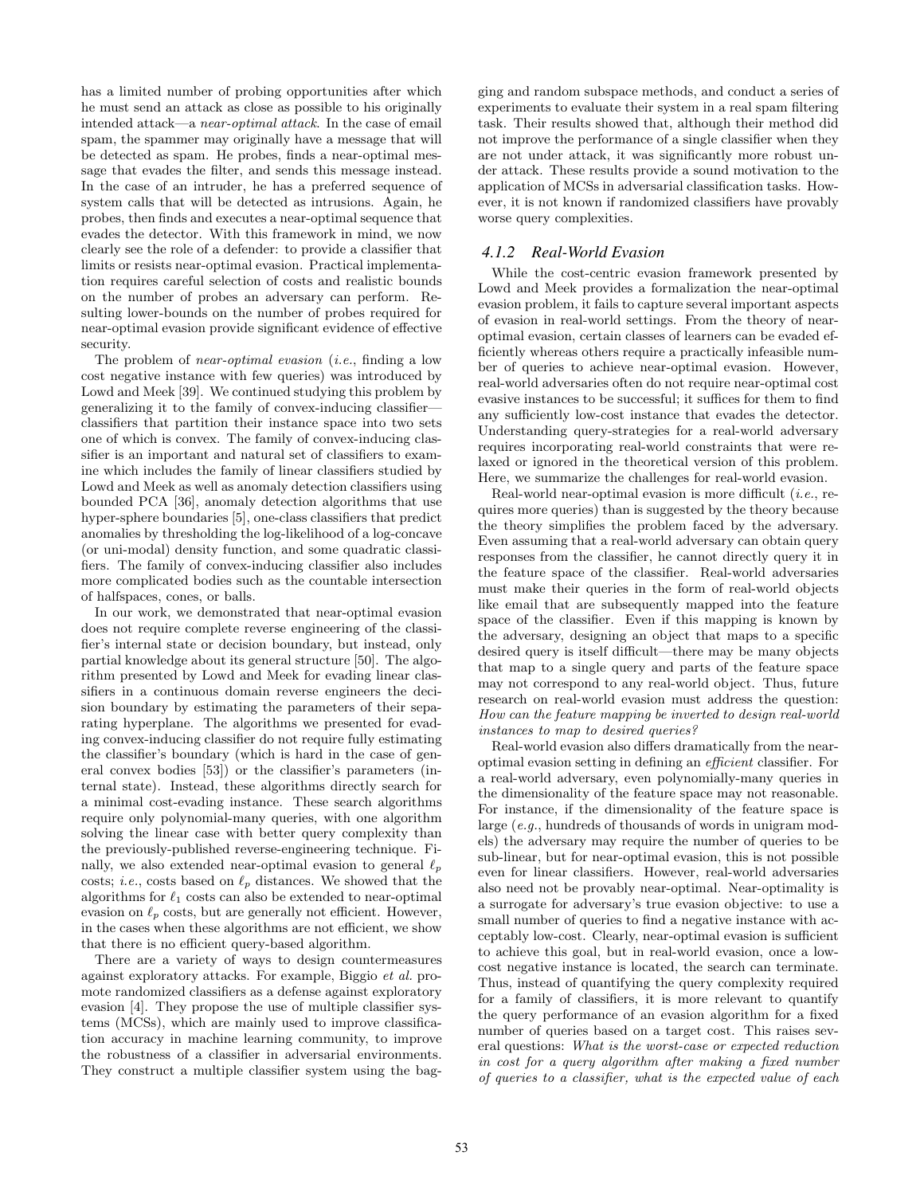has a limited number of probing opportunities after which he must send an attack as close as possible to his originally intended attack—a *near-optimal attack*. In the case of email spam, the spammer may originally have a message that will be detected as spam. He probes, finds a near-optimal message that evades the filter, and sends this message instead. In the case of an intruder, he has a preferred sequence of system calls that will be detected as intrusions. Again, he probes, then finds and executes a near-optimal sequence that evades the detector. With this framework in mind, we now clearly see the role of a defender: to provide a classifier that limits or resists near-optimal evasion. Practical implementation requires careful selection of costs and realistic bounds on the number of probes an adversary can perform. Resulting lower-bounds on the number of probes required for near-optimal evasion provide significant evidence of effective security.

The problem of *near-optimal evasion* (*i.e.*, finding a low cost negative instance with few queries) was introduced by Lowd and Meek [39]. We continued studying this problem by generalizing it to the family of convex-inducing classifier—classifiers that partition their instance space into two sets one of which is convex. The family of convex-inducing classifier is an important and natural set of classifiers to examine which includes the family of linear classifiers studied by Lowd and Meek as well as anomaly detection classifiers using bounded PCA [36], anomaly detection algorithms that use hyper-sphere boundaries [5], one-class classifiers that predict anomalies by thresholding the log-likelihood of a log-concave (or uni-modal) density function, and some quadratic classifiers. The family of convex-inducing classifier also includes more complicated bodies such as the countable intersection of halfspaces, cones, or balls.

In our work, we demonstrated that near-optimal evasion does not require complete reverse engineering of the classifier's internal state or decision boundary, but instead, only partial knowledge about its general structure [50]. The algorithm presented by Lowd and Meek for evading linear classifiers in a continuous domain reverse engineers the decision boundary by estimating the parameters of their separating hyperplane. The algorithms we presented for evading convex-inducing classifier do not require fully estimating the classifier's boundary (which is hard in the case of general convex bodies [53]) or the classifier's parameters (internal state). Instead, these algorithms directly search for a minimal cost-evading instance. These search algorithms require only polynomial-many queries, with one algorithm solving the linear case with better query complexity than the previously-published reverse-engineering technique. Finally, we also extended near-optimal evasion to general $\ell_p$ costs; *i.e.*, costs based on $\ell_p$ distances. We showed that the algorithms for $\ell_1$ costs can also be extended to near-optimal evasion on $\ell_p$ costs, but are generally not efficient. However, in the cases when these algorithms are not efficient, we show that there is no efficient query-based algorithm.

There are a variety of ways to design countermeasures against exploratory attacks. For example, Biggio *et al.* promote randomized classifiers as a defense against exploratory evasion [4]. They propose the use of multiple classifier systems (MCSs), which are mainly used to improve classification accuracy in machine learning community, to improve the robustness of a classifier in adversarial environments. They construct a multiple classifier system using the bagging and random subspace methods, and conduct a series of experiments to evaluate their system in a real spam filtering task. Their results showed that, although their method did not improve the performance of a single classifier when they are not under attack, it was significantly more robust under attack. These results provide a sound motivation to the application of MCSs in adversarial classification tasks. However, it is not known if randomized classifiers have provably worse query complexities.

#### 4.1.2 Real-World Evasion

While the cost-centric evasion framework presented by Lowd and Meek provides a formalization the near-optimal evasion problem, it fails to capture several important aspects of evasion in real-world settings. From the theory of near-optimal evasion, certain classes of learners can be evaded efficiently whereas others require a practically infeasible number of queries to achieve near-optimal evasion. However, real-world adversaries often do not require near-optimal cost evasive instances to be successful; it suffices for them to find any sufficiently low-cost instance that evades the detector. Understanding query-strategies for a real-world adversary requires incorporating real-world constraints that were relaxed or ignored in the theoretical version of this problem. Here, we summarize the challenges for real-world evasion.

Real-world near-optimal evasion is more difficult (*i.e.*, requires more queries) than is suggested by the theory because the theory simplifies the problem faced by the adversary. Even assuming that a real-world adversary can obtain query responses from the classifier, he cannot directly query it in the feature space of the classifier. Real-world adversaries must make their queries in the form of real-world objects like email that are subsequently mapped into the feature space of the classifier. Even if this mapping is known by the adversary, designing an object that maps to a specific desired query is itself difficult—there may be many objects that map to a single query and parts of the feature space may not correspond to any real-world object. Thus, future research on real-world evasion must address the question: *How can the feature mapping be inverted to design real-world instances to map to desired queries?*

Real-world evasion also differs dramatically from the near-optimal evasion setting in defining an *efficient* classifier. For a real-world adversary, even polynomially-many queries in the dimensionality of the feature space may not reasonable. For instance, if the dimensionality of the feature space is large (*e.g.*, hundreds of thousands of words in unigram models) the adversary may require the number of queries to be sub-linear, but for near-optimal evasion, this is not possible even for linear classifiers. However, real-world adversaries also need not be provably near-optimal. Near-optimality is a surrogate for adversary's true evasion objective: to use a small number of queries to find a negative instance with acceptably low-cost. Clearly, near-optimal evasion is sufficient to achieve this goal, but in real-world evasion, once a low-cost negative instance is located, the search can terminate. Thus, instead of quantifying the query complexity required for a family of classifiers, it is more relevant to quantify the query performance of an evasion algorithm for a fixed number of queries based on a target cost. This raises several questions: *What is the worst-case or expected reduction in cost for a query algorithm after making a fixed number of queries to a classifier, what is the expected value of each*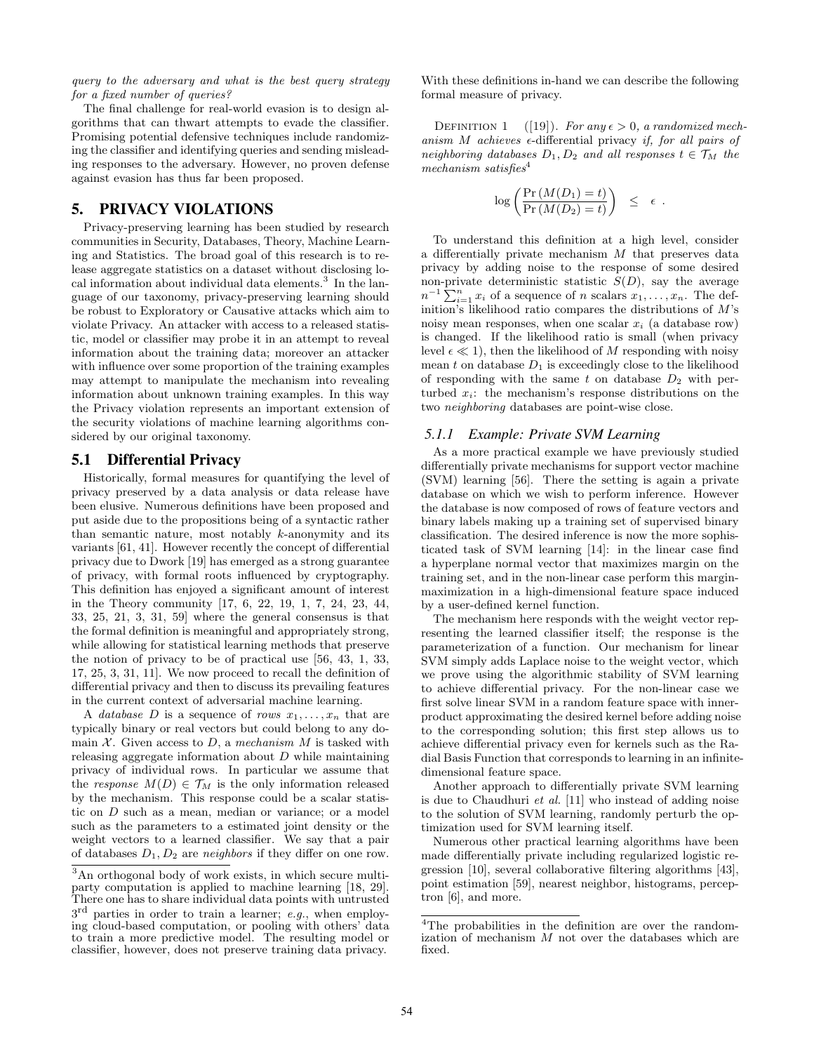*query to the adversary and what is the best query strategy for a fixed number of queries?*

The final challenge for real-world evasion is to design algorithms that can thwart attempts to evade the classifier. Promising potential defensive techniques include randomizing the classifier and identifying queries and sending misleading responses to the adversary. However, no proven defense against evasion has thus far been proposed.

## 5. PRIVACY VIOLATIONS

Privacy-preserving learning has been studied by research communities in Security, Databases, Theory, Machine Learning and Statistics. The broad goal of this research is to release aggregate statistics on a dataset without disclosing local information about individual data elements.[3] In the language of our taxonomy, privacy-preserving learning should be robust to Exploratory or Causative attacks which aim to violate Privacy. An attacker with access to a released statistic, model or classifier may probe it in an attempt to reveal information about the training data; moreover an attacker with influence over some proportion of the training examples may attempt to manipulate the mechanism into revealing information about unknown training examples. In this way the Privacy violation represents an important extension of the security violations of machine learning algorithms considered by our original taxonomy.

### 5.1 Differential Privacy

Historically, formal measures for quantifying the level of privacy preserved by a data analysis or data release have been elusive. Numerous definitions have been proposed and put aside due to the propositions being of a syntactic rather than semantic nature, most notably $k$-anonymity and its variants [61, 41]. However recently the concept of differential privacy due to Dwork [19] has emerged as a strong guarantee of privacy, with formal roots influenced by cryptography. This definition has enjoyed a significant amount of interest in the Theory community [17, 6, 22, 19, 1, 7, 24, 23, 44, 33, 25, 21, 3, 31, 59] where the general consensus is that the formal definition is meaningful and appropriately strong, while allowing for statistical learning methods that preserve the notion of privacy to be of practical use [56, 43, 1, 33, 17, 25, 3, 31, 11]. We now proceed to recall the definition of differential privacy and then to discuss its prevailing features in the current context of adversarial machine learning.

A *database* $D$ is a sequence of *rows* $x_1, \ldots, x_n$ that are typically binary or real vectors but could belong to any domain $\mathcal{X}$. Given access to $D$, a *mechanism* $M$ is tasked with releasing aggregate information about $D$ while maintaining privacy of individual rows. In particular we assume that the *response* $M(D) \in \mathcal{T}_M$ is the only information released by the mechanism. This response could be a scalar statistic on $D$ such as a mean, median or variance; or a model such as the parameters to a estimated joint density or the weight vectors to a learned classifier. We say that a pair of databases $D_1, D_2$ are *neighbors* if they differ on one row.

[3] An orthogonal body of work exists, in which secure multiparty computation is applied to machine learning [18, 29]. There one has to share individual data points with untrusted 3[rd] parties in order to train a learner; *e.g.*, when employing cloud-based computation, or pooling with others' data to train a more predictive model. The resulting model or classifier, however, does not preserve training data privacy.

With these definitions in-hand we can describe the following formal measure of privacy.

Definition 1 ([19]). *For any $\epsilon > 0$, a randomized mechanism $M$ achieves $\epsilon$-differential privacy if, for all pairs of neighboring databases $D_1, D_2$ and all responses $t \in \mathcal{T}_M$ the mechanism satisfies*[4]

$$\log \left( \frac{\Pr\left(M(D_1) = t\right)}{\Pr\left(M(D_2) = t\right)} \right) \quad \leq \quad \epsilon \ .$$

To understand this definition at a high level, consider a differentially private mechanism $M$ that preserves data privacy by adding noise to the response of some desired non-private deterministic statistic $S(D)$, say the average $n^{-1} \sum_{i=1}^{n} x_i$ of a sequence of $n$ scalars $x_1, \ldots, x_n$. The definition's likelihood ratio compares the distributions of $M$'s noisy mean responses, when one scalar $x_i$ (a database row) is changed. If the likelihood ratio is small (when privacy level $\epsilon \ll 1$), then the likelihood of $M$ responding with noisy mean $t$ on database $D_1$ is exceedingly close to the likelihood of responding with the same $t$ on database $D_2$ with perturbed $x_i$: the mechanism's response distributions on the two *neighboring* databases are point-wise close.

#### 5.1.1 Example: Private SVM Learning

As a more practical example we have previously studied differentially private mechanisms for support vector machine (SVM) learning [56]. There the setting is again a private database on which we wish to perform inference. However the database is now composed of rows of feature vectors and binary labels making up a training set of supervised binary classification. The desired inference is now the more sophisticated task of SVM learning [14]: in the linear case find a hyperplane normal vector that maximizes margin on the training set, and in the non-linear case perform this margin-maximization in a high-dimensional feature space induced by a user-defined kernel function.

The mechanism here responds with the weight vector representing the learned classifier itself; the response is the parameterization of a function. Our mechanism for linear SVM simply adds Laplace noise to the weight vector, which we prove using the algorithmic stability of SVM learning to achieve differential privacy. For the non-linear case we first solve linear SVM in a random feature space with inner-product approximating the desired kernel before adding noise to the corresponding solution; this first step allows us to achieve differential privacy even for kernels such as the Radial Basis Function that corresponds to learning in an infinite-dimensional feature space.

Another approach to differentially private SVM learning is due to Chaudhuri *et al.* [11] who instead of adding noise to the solution of SVM learning, randomly perturb the optimization used for SVM learning itself.

Numerous other practical learning algorithms have been made differentially private including regularized logistic regression [10], several collaborative filtering algorithms [43], point estimation [59], nearest neighbor, histograms, perceptron [6], and more.

[4] The probabilities in the definition are over the randomization of mechanism $M$ not over the databases which are fixed.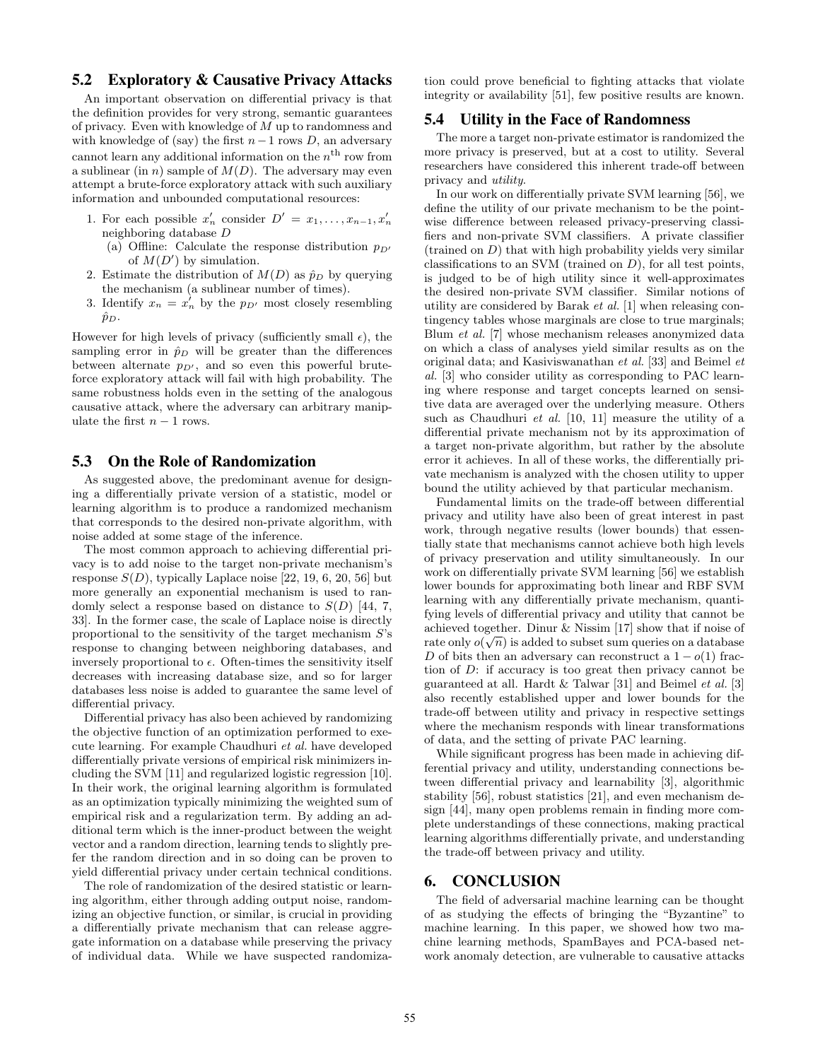### 5.2 Exploratory & Causative Privacy Attacks

An important observation on differential privacy is that the definition provides for very strong, semantic guarantees of privacy. Even with knowledge of $M$ up to randomness and with knowledge of (say) the first $n-1$ rows $D$, an adversary cannot learn any additional information on the $n^{\text{th}}$ row from a sublinear (in $n$) sample of $M(D)$. The adversary may even attempt a brute-force exploratory attack with such auxiliary information and unbounded computational resources:

1. For each possible $x'_n$ consider $D' = x_1, \ldots, x_{n-1}, x'_n$ neighboring database $D$
   (a) Offline: Calculate the response distribution $p_{D'}$ of $M(D')$ by simulation.
2. Estimate the distribution of $M(D)$ as $\hat{p}_D$ by querying the mechanism (a sublinear number of times).
3. Identify $x_n = x'_n$ by the $p_{D'}$ most closely resembling $\hat{p}_D$.

However for high levels of privacy (sufficiently small $\epsilon$), the sampling error in $\hat{p}_D$ will be greater than the differences between alternate $p_{D'}$, and so even this powerful brute-force exploratory attack will fail with high probability. The same robustness holds even in the setting of the analogous causative attack, where the adversary can arbitrary manipulate the first $n-1$ rows.

### 5.3 On the Role of Randomization

As suggested above, the predominant avenue for designing a differentially private version of a statistic, model or learning algorithm is to produce a randomized mechanism that corresponds to the desired non-private algorithm, with noise added at some stage of the inference.

The most common approach to achieving differential privacy is to add noise to the target non-private mechanism's response $S(D)$, typically Laplace noise [22, 19, 6, 20, 56] but more generally an exponential mechanism is used to randomly select a response based on distance to $S(D)$ [44, 7, 33]. In the former case, the scale of Laplace noise is directly proportional to the sensitivity of the target mechanism $S$'s response to changing between neighboring databases, and inversely proportional to $\epsilon$. Often-times the sensitivity itself decreases with increasing database size, and so for larger databases less noise is added to guarantee the same level of differential privacy.

Differential privacy has also been achieved by randomizing the objective function of an optimization performed to execute learning. For example Chaudhuri *et al.* have developed differentially private versions of empirical risk minimizers including the SVM [11] and regularized logistic regression [10]. In their work, the original learning algorithm is formulated as an optimization typically minimizing the weighted sum of empirical risk and a regularization term. By adding an additional term which is the inner-product between the weight vector and a random direction, learning tends to slightly prefer the random direction and in so doing can be proven to yield differential privacy under certain technical conditions.

The role of randomization of the desired statistic or learning algorithm, either through adding output noise, randomizing an objective function, or similar, is crucial in providing a differentially private mechanism that can release aggregate information on a database while preserving the privacy of individual data. While we have suspected randomization could prove beneficial to fighting attacks that violate integrity or availability [51], few positive results are known.

### 5.4 Utility in the Face of Randomness

The more a target non-private estimator is randomized the more privacy is preserved, but at a cost to utility. Several researchers have considered this inherent trade-off between privacy and *utility*.

In our work on differentially private SVM learning [56], we define the utility of our private mechanism to be the point-wise difference between released privacy-preserving classifiers and non-private SVM classifiers. A private classifier (trained on $D$) that with high probability yields very similar classifications to an SVM (trained on $D$), for all test points, is judged to be of high utility since it well-approximates the desired non-private SVM classifier. Similar notions of utility are considered by Barak *et al.* [1] when releasing contingency tables whose marginals are close to true marginals; Blum *et al.* [7] whose mechanism releases anonymized data on which a class of analyses yield similar results as on the original data; and Kasiviswanathan *et al.* [33] and Beimel *et al.* [3] who consider utility as corresponding to PAC learning where response and target concepts learned on sensitive data are averaged over the underlying measure. Others such as Chaudhuri *et al.* [10, 11] measure the utility of a differential private mechanism not by its approximation of a target non-private algorithm, but rather by the absolute error it achieves. In all of these works, the differentially private mechanism is analyzed with the chosen utility to upper bound the utility achieved by that particular mechanism.

Fundamental limits on the trade-off between differential privacy and utility have also been of great interest in past work, through negative results (lower bounds) that essentially state that mechanisms cannot achieve both high levels of privacy preservation and utility simultaneously. In our work on differentially private SVM learning [56] we establish lower bounds for approximating both linear and RBF SVM learning with any differentially private mechanism, quantifying levels of differential privacy and utility that cannot be achieved together. Dinur & Nissim [17] show that if noise of rate only $o(\sqrt{n})$ is added to subset sum queries on a database $D$ of bits then an adversary can reconstruct a $1 - o(1)$ fraction of $D$: if accuracy is too great then privacy cannot be guaranteed at all. Hardt & Talwar [31] and Beimel *et al.* [3] also recently established upper and lower bounds for the trade-off between utility and privacy in respective settings where the mechanism responds with linear transformations of data, and the setting of private PAC learning.

While significant progress has been made in achieving differential privacy and utility, understanding connections between differential privacy and learnability [3], algorithmic stability [56], robust statistics [21], and even mechanism design [44], many open problems remain in finding more complete understandings of these connections, making practical learning algorithms differentially private, and understanding the trade-off between privacy and utility.

## 6. CONCLUSION

The field of adversarial machine learning can be thought of as studying the effects of bringing the "Byzantine" to machine learning. In this paper, we showed how two machine learning methods, SpamBayes and PCA-based network anomaly detection, are vulnerable to causative attacks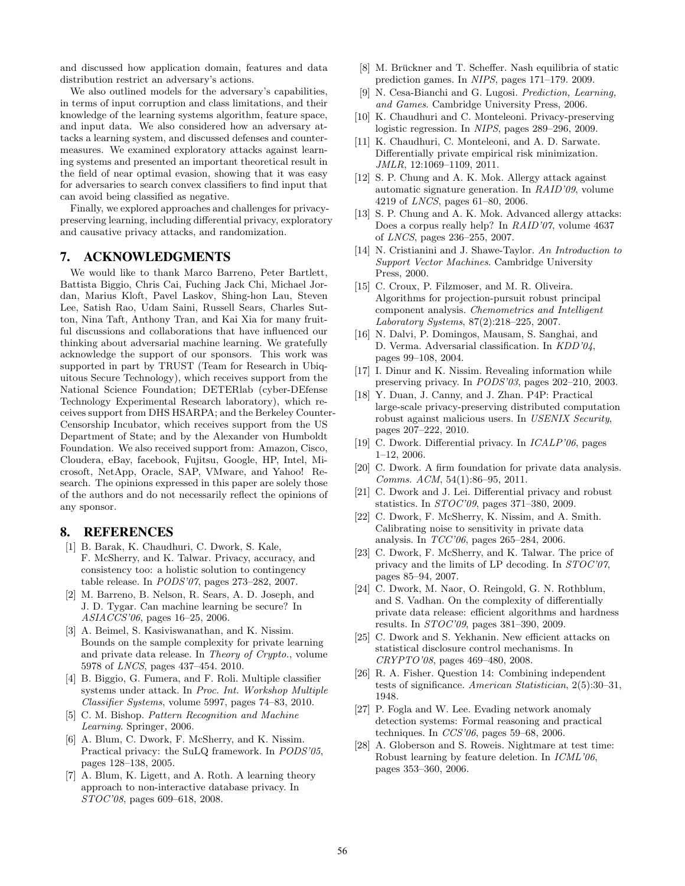and discussed how application domain, features and data distribution restrict an adversary's actions.

We also outlined models for the adversary's capabilities, in terms of input corruption and class limitations, and their knowledge of the learning systems algorithm, feature space, and input data. We also considered how an adversary attacks a learning system, and discussed defenses and countermeasures. We examined exploratory attacks against learning systems and presented an important theoretical result in the field of near optimal evasion, showing that it was easy for adversaries to search convex classifiers to find input that can avoid being classified as negative.

Finally, we explored approaches and challenges for privacy-preserving learning, including differential privacy, exploratory and causative privacy attacks, and randomization.

## 7. ACKNOWLEDGMENTS

We would like to thank Marco Barreno, Peter Bartlett, Battista Biggio, Chris Cai, Fuching Jack Chi, Michael Jordan, Marius Kloft, Pavel Laskov, Shing-hon Lau, Steven Lee, Satish Rao, Udam Saini, Russell Sears, Charles Sutton, Nina Taft, Anthony Tran, and Kai Xia for many fruitful discussions and collaborations that have influenced our thinking about adversarial machine learning. We gratefully acknowledge the support of our sponsors. This work was supported in part by TRUST (Team for Research in Ubiquitous Secure Technology), which receives support from the National Science Foundation; DETERlab (cyber-DEfense Technology Experimental Research laboratory), which receives support from DHS HSARPA; and the Berkeley Counter-Censorship Incubator, which receives support from the US Department of State; and by the Alexander von Humboldt Foundation. We also received support from: Amazon, Cisco, Cloudera, eBay, facebook, Fujitsu, Google, HP, Intel, Microsoft, NetApp, Oracle, SAP, VMware, and Yahoo! Research. The opinions expressed in this paper are solely those of the authors and do not necessarily reflect the opinions of any sponsor.

## 8. REFERENCES

[1] B. Barak, K. Chaudhuri, C. Dwork, S. Kale, F. McSherry, and K. Talwar. Privacy, accuracy, and consistency too: a holistic solution to contingency table release. In *PODS'07*, pages 273–282, 2007.

[2] M. Barreno, B. Nelson, R. Sears, A. D. Joseph, and J. D. Tygar. Can machine learning be secure? In *ASIACCS'06*, pages 16–25, 2006.

[3] A. Beimel, S. Kasiviswanathan, and K. Nissim. Bounds on the sample complexity for private learning and private data release. In *Theory of Crypto.*, volume 5978 of *LNCS*, pages 437–454. 2010.

[4] B. Biggio, G. Fumera, and F. Roli. Multiple classifier systems under attack. In *Proc. Int. Workshop Multiple Classifier Systems*, volume 5997, pages 74–83, 2010.

[5] C. M. Bishop. *Pattern Recognition and Machine Learning*. Springer, 2006.

[6] A. Blum, C. Dwork, F. McSherry, and K. Nissim. Practical privacy: the SuLQ framework. In *PODS'05*, pages 128–138, 2005.

[7] A. Blum, K. Ligett, and A. Roth. A learning theory approach to non-interactive database privacy. In *STOC'08*, pages 609–618, 2008.

[8] M. Brückner and T. Scheffer. Nash equilibria of static prediction games. In *NIPS*, pages 171–179. 2009.

[9] N. Cesa-Bianchi and G. Lugosi. *Prediction, Learning, and Games*. Cambridge University Press, 2006.

[10] K. Chaudhuri and C. Monteleoni. Privacy-preserving logistic regression. In *NIPS*, pages 289–296, 2009.

[11] K. Chaudhuri, C. Monteleoni, and A. D. Sarwate. Differentially private empirical risk minimization. *JMLR*, 12:1069–1109, 2011.

[12] S. P. Chung and A. K. Mok. Allergy attack against automatic signature generation. In *RAID'09*, volume 4219 of *LNCS*, pages 61–80, 2006.

[13] S. P. Chung and A. K. Mok. Advanced allergy attacks: Does a corpus really help? In *RAID'07*, volume 4637 of *LNCS*, pages 236–255, 2007.

[14] N. Cristianini and J. Shawe-Taylor. *An Introduction to Support Vector Machines*. Cambridge University Press, 2000.

[15] C. Croux, P. Filzmoser, and M. R. Oliveira. Algorithms for projection-pursuit robust principal component analysis. *Chemometrics and Intelligent Laboratory Systems*, 87(2):218–225, 2007.

[16] N. Dalvi, P. Domingos, Mausam, S. Sanghai, and D. Verma. Adversarial classification. In *KDD'04*, pages 99–108, 2004.

[17] I. Dinur and K. Nissim. Revealing information while preserving privacy. In *PODS'03*, pages 202–210, 2003.

[18] Y. Duan, J. Canny, and J. Zhan. P4P: Practical large-scale privacy-preserving distributed computation robust against malicious users. In *USENIX Security*, pages 207–222, 2010.

[19] C. Dwork. Differential privacy. In *ICALP'06*, pages 1–12, 2006.

[20] C. Dwork. A firm foundation for private data analysis. *Comms. ACM*, 54(1):86–95, 2011.

[21] C. Dwork and J. Lei. Differential privacy and robust statistics. In *STOC'09*, pages 371–380, 2009.

[22] C. Dwork, F. McSherry, K. Nissim, and A. Smith. Calibrating noise to sensitivity in private data analysis. In *TCC'06*, pages 265–284, 2006.

[23] C. Dwork, F. McSherry, and K. Talwar. The price of privacy and the limits of LP decoding. In *STOC'07*, pages 85–94, 2007.

[24] C. Dwork, M. Naor, O. Reingold, G. N. Rothblum, and S. Vadhan. On the complexity of differentially private data release: efficient algorithms and hardness results. In *STOC'09*, pages 381–390, 2009.

[25] C. Dwork and S. Yekhanin. New efficient attacks on statistical disclosure control mechanisms. In *CRYPTO'08*, pages 469–480, 2008.

[26] R. A. Fisher. Question 14: Combining independent tests of significance. *American Statistician*, 2(5):30–31, 1948.

[27] P. Fogla and W. Lee. Evading network anomaly detection systems: Formal reasoning and practical techniques. In *CCS'06*, pages 59–68, 2006.

[28] A. Globerson and S. Roweis. Nightmare at test time: Robust learning by feature deletion. In *ICML'06*, pages 353–360, 2006.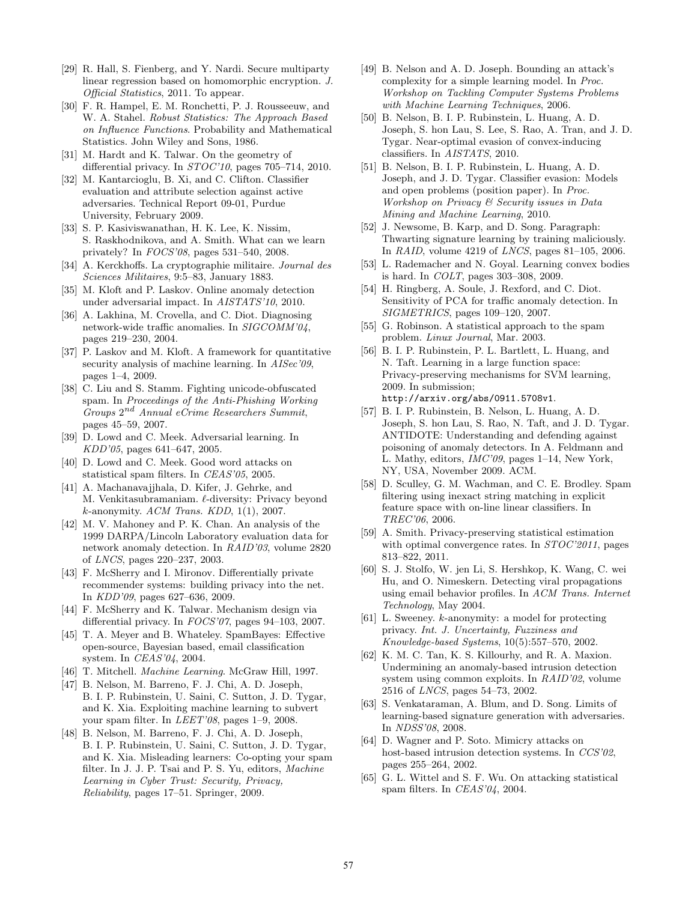[29] R. Hall, S. Fienberg, and Y. Nardi. Secure multiparty linear regression based on homomorphic encryption. *J. Official Statistics*, 2011. To appear.

[30] F. R. Hampel, E. M. Ronchetti, P. J. Rousseeuw, and W. A. Stahel. *Robust Statistics: The Approach Based on Influence Functions*. Probability and Mathematical Statistics. John Wiley and Sons, 1986.

[31] M. Hardt and K. Talwar. On the geometry of differential privacy. In *STOC'10*, pages 705–714, 2010.

[32] M. Kantarcioglu, B. Xi, and C. Clifton. Classifier evaluation and attribute selection against active adversaries. Technical Report 09-01, Purdue University, February 2009.

[33] S. P. Kasiviswanathan, H. K. Lee, K. Nissim, S. Raskhodnikova, and A. Smith. What can we learn privately? In *FOCS'08*, pages 531–540, 2008.

[34] A. Kerckhoffs. La cryptographie militaire. *Journal des Sciences Militaires*, 9:5–83, January 1883.

[35] M. Kloft and P. Laskov. Online anomaly detection under adversarial impact. In *AISTATS'10*, 2010.

[36] A. Lakhina, M. Crovella, and C. Diot. Diagnosing network-wide traffic anomalies. In *SIGCOMM'04*, pages 219–230, 2004.

[37] P. Laskov and M. Kloft. A framework for quantitative security analysis of machine learning. In *AISec'09*, pages 1–4, 2009.

[38] C. Liu and S. Stamm. Fighting unicode-obfuscated spam. In *Proceedings of the Anti-Phishing Working Groups $2^{nd}$ Annual eCrime Researchers Summit*, pages 45–59, 2007.

[39] D. Lowd and C. Meek. Adversarial learning. In *KDD'05*, pages 641–647, 2005.

[40] D. Lowd and C. Meek. Good word attacks on statistical spam filters. In *CEAS'05*, 2005.

[41] A. Machanavajjhala, D. Kifer, J. Gehrke, and M. Venkitasubramaniam. $\ell$-diversity: Privacy beyond $k$-anonymity. *ACM Trans. KDD*, 1(1), 2007.

[42] M. V. Mahoney and P. K. Chan. An analysis of the 1999 DARPA/Lincoln Laboratory evaluation data for network anomaly detection. In *RAID'03*, volume 2820 of *LNCS*, pages 220–237, 2003.

[43] F. McSherry and I. Mironov. Differentially private recommender systems: building privacy into the net. In *KDD'09*, pages 627–636, 2009.

[44] F. McSherry and K. Talwar. Mechanism design via differential privacy. In *FOCS'07*, pages 94–103, 2007.

[45] T. A. Meyer and B. Whateley. SpamBayes: Effective open-source, Bayesian based, email classification system. In *CEAS'04*, 2004.

[46] T. Mitchell. *Machine Learning*. McGraw Hill, 1997.

[47] B. Nelson, M. Barreno, F. J. Chi, A. D. Joseph, B. I. P. Rubinstein, U. Saini, C. Sutton, J. D. Tygar, and K. Xia. Exploiting machine learning to subvert your spam filter. In *LEET'08*, pages 1–9, 2008.

[48] B. Nelson, M. Barreno, F. J. Chi, A. D. Joseph, B. I. P. Rubinstein, U. Saini, C. Sutton, J. D. Tygar, and K. Xia. Misleading learners: Co-opting your spam filter. In J. J. P. Tsai and P. S. Yu, editors, *Machine Learning in Cyber Trust: Security, Privacy, Reliability*, pages 17–51. Springer, 2009.

[49] B. Nelson and A. D. Joseph. Bounding an attack's complexity for a simple learning model. In *Proc. Workshop on Tackling Computer Systems Problems with Machine Learning Techniques*, 2006.

[50] B. Nelson, B. I. P. Rubinstein, L. Huang, A. D. Joseph, S. hon Lau, S. Lee, S. Rao, A. Tran, and J. D. Tygar. Near-optimal evasion of convex-inducing classifiers. In *AISTATS*, 2010.

[51] B. Nelson, B. I. P. Rubinstein, L. Huang, A. D. Joseph, and J. D. Tygar. Classifier evasion: Models and open problems (position paper). In *Proc. Workshop on Privacy & Security issues in Data Mining and Machine Learning*, 2010.

[52] J. Newsome, B. Karp, and D. Song. Paragraph: Thwarting signature learning by training maliciously. In *RAID*, volume 4219 of *LNCS*, pages 81–105, 2006.

[53] L. Rademacher and N. Goyal. Learning convex bodies is hard. In *COLT*, pages 303–308, 2009.

[54] H. Ringberg, A. Soule, J. Rexford, and C. Diot. Sensitivity of PCA for traffic anomaly detection. In *SIGMETRICS*, pages 109–120, 2007.

[55] G. Robinson. A statistical approach to the spam problem. *Linux Journal*, Mar. 2003.

[56] B. I. P. Rubinstein, P. L. Bartlett, L. Huang, and N. Taft. Learning in a large function space: Privacy-preserving mechanisms for SVM learning, 2009. In submission; `http://arxiv.org/abs/0911.5708v1`.

[57] B. I. P. Rubinstein, B. Nelson, L. Huang, A. D. Joseph, S. hon Lau, S. Rao, N. Taft, and J. D. Tygar. ANTIDOTE: Understanding and defending against poisoning of anomaly detectors. In A. Feldmann and L. Mathy, editors, *IMC'09*, pages 1–14, New York, NY, USA, November 2009. ACM.

[58] D. Sculley, G. M. Wachman, and C. E. Brodley. Spam filtering using inexact string matching in explicit feature space with on-line linear classifiers. In *TREC'06*, 2006.

[59] A. Smith. Privacy-preserving statistical estimation with optimal convergence rates. In *STOC'2011*, pages 813–822, 2011.

[60] S. J. Stolfo, W. jen Li, S. Hershkop, K. Wang, C. wei Hu, and O. Nimeskern. Detecting viral propagations using email behavior profiles. In *ACM Trans. Internet Technology*, May 2004.

[61] L. Sweeney. $k$-anonymity: a model for protecting privacy. *Int. J. Uncertainty, Fuzziness and Knowledge-based Systems*, 10(5):557–570, 2002.

[62] K. M. C. Tan, K. S. Killourhy, and R. A. Maxion. Undermining an anomaly-based intrusion detection system using common exploits. In *RAID'02*, volume 2516 of *LNCS*, pages 54–73, 2002.

[63] S. Venkataraman, A. Blum, and D. Song. Limits of learning-based signature generation with adversaries. In *NDSS'08*, 2008.

[64] D. Wagner and P. Soto. Mimicry attacks on host-based intrusion detection systems. In *CCS'02*, pages 255–264, 2002.

[65] G. L. Wittel and S. F. Wu. On attacking statistical spam filters. In *CEAS'04*, 2004.